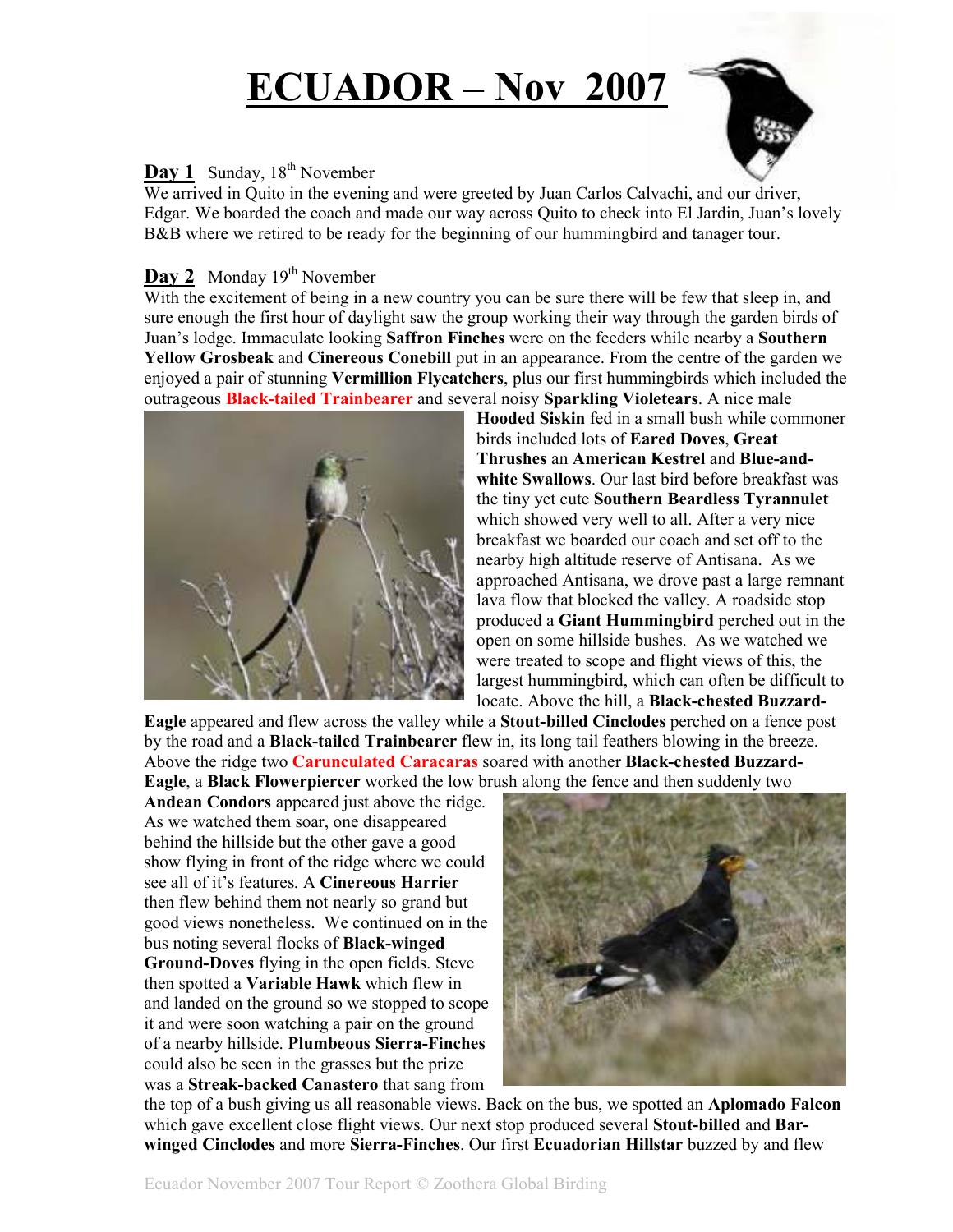# ECUADOR – Nov 2007

**Day 1** Sunday, 18th November

We arrived in Quito in the evening and were greeted by Juan Carlos Calvachi, and our driver, Edgar. We boarded the coach and made our way across Quito to check into El Jardin, Juan's lovely B&B where we retired to be ready for the beginning of our hummingbird and tanager tour.

**Day 2** Monday 19th November

With the excitement of being in a new country you can be sure there will be few that sleep in, and sure enough the first hour of daylight saw the group working their way through the garden birds of Juan's lodge. Immaculate looking **Saffron Finches** were on the feeders while nearby a **Southern Yellow Grosbeak** and **Cinereous Conebill** put in an appearance. From the centre of the garden we enjoyed a pair of stunning **Vermillion Flycatchers**, plus our first hummingbirds which included the outrageous **Black-tailed Trainbearer** and several noisy **Sparkling Violetears**. A nice male **Hooded Siskin** fed in a small bush while commoner birds included lots of **Eared Doves**, **Great Thrushes** an **American Kestrel** and **Blue-and-white Swallows**. Our last bird before breakfast was the tiny yet cute **Southern Beardless Tyrannulet** which showed very well to all. After a very nice breakfast we boarded our coach and set off to the nearby high altitude reserve of Antisana. As we approached Antisana, we drove past a large remnant lava flow that blocked the valley. A roadside stop produced a **Giant Hummingbird** perched out in the open on some hillside bushes. As we watched we were treated to scope and flight views of this, the largest hummingbird, which can often be difficult to locate. Above the hill, a **Black-chested Buzzard-Eagle** appeared and flew across the valley while a **Stout-billed Cinclodes** perched on a fence post by the road and a **Black-tailed Trainbearer** flew in, its long tail feathers blowing in the breeze. Above the ridge two **Carunculated Caracaras** soared with another **Black-chested Buzzard-Eagle**, a **Black Flowerpiercer** worked the low brush along the fence and then suddenly two **Andean Condors** appeared just above the ridge. As we watched them soar, one disappeared behind the hillside but the other gave a good show flying in front of the ridge where we could see all of it's features. A **Cinereous Harrier** then flew behind them not nearly so grand but good views nonetheless. We continued on in the bus noting several flocks of **Black-winged Ground-Doves** flying in the open fields. Steve then spotted a **Variable Hawk** which flew in and landed on the ground so we stopped to scope it and were soon watching a pair on the ground of a nearby hillside. **Plumbeous Sierra-Finches** could also be seen in the grasses but the prize was a **Streak-backed Canastero** that sang from the top of a bush giving us all reasonable views. Back on the bus, we spotted an **Aplomado Falcon** which gave excellent close flight views. Our next stop produced several **Stout-billed** and **Bar-winged Cinclodes** and more **Sierra-Finches**. Our first **Ecuadorian Hillstar** buzzed by and flew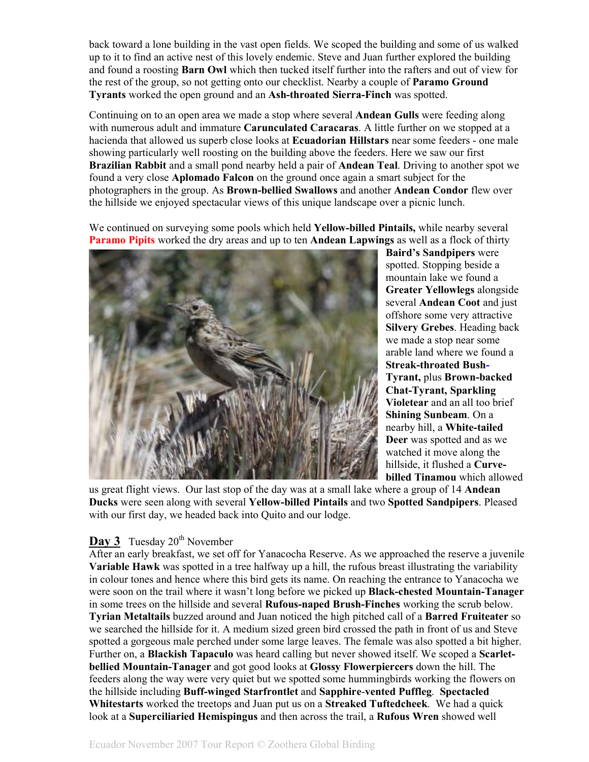back toward a lone building in the vast open fields. We scoped the building and some of us walked up to it to find an active nest of this lovely endemic. Steve and Juan further explored the building and found a roosting **Barn Owl** which then tucked itself further into the rafters and out of view for the rest of the group, so not getting onto our checklist. Nearby a couple of **Paramo Ground Tyrants** worked the open ground and an **Ash-throated Sierra-Finch** was spotted.

Continuing on to an open area we made a stop where several **Andean Gulls** were feeding along with numerous adult and immature **Carunculated Caracaras**. A little further on we stopped at a hacienda that allowed us superb close looks at **Ecuadorian Hillstars** near some feeders - one male showing particularly well roosting on the building above the feeders. Here we saw our first **Brazilian Rabbit** and a small pond nearby held a pair of **Andean Teal**. Driving to another spot we found a very close **Aplomado Falcon** on the ground once again a smart subject for the photographers in the group. As **Brown-bellied Swallows** and another **Andean Condor** flew over the hillside we enjoyed spectacular views of this unique landscape over a picnic lunch.

We continued on surveying some pools which held **Yellow-billed Pintails,** while nearby several **Paramo Pipits** worked the dry areas and up to ten **Andean Lapwings** as well as a flock of thirty **Baird's Sandpipers** were spotted. Stopping beside a mountain lake we found a **Greater Yellowlegs** alongside several **Andean Coot** and just offshore some very attractive **Silvery Grebes**. Heading back we made a stop near some arable land where we found a **Streak-throated Bush-Tyrant,** plus **Brown-backed Chat-Tyrant, Sparkling Violetear** and an all too brief **Shining Sunbeam**. On a nearby hill, a **White-tailed Deer** was spotted and as we watched it move along the hillside, it flushed a **Curve-billed Tinamou** which allowed us great flight views. Our last stop of the day was at a small lake where a group of 14 **Andean Ducks** were seen along with several **Yellow-billed Pintails** and two **Spotted Sandpipers**. Pleased with our first day, we headed back into Quito and our lodge.

## Day 3 Tuesday 20th November

After an early breakfast, we set off for Yanacocha Reserve. As we approached the reserve a juvenile **Variable Hawk** was spotted in a tree halfway up a hill, the rufous breast illustrating the variability in colour tones and hence where this bird gets its name. On reaching the entrance to Yanacocha we were soon on the trail where it wasn't long before we picked up **Black-chested Mountain-Tanager** in some trees on the hillside and several **Rufous-naped Brush-Finches** working the scrub below. **Tyrian Metaltails** buzzed around and Juan noticed the high pitched call of a **Barred Fruiteater** so we searched the hillside for it. A medium sized green bird crossed the path in front of us and Steve spotted a gorgeous male perched under some large leaves. The female was also spotted a bit higher. Further on, a **Blackish Tapaculo** was heard calling but never showed itself. We scoped a **Scarlet-bellied Mountain-Tanager** and got good looks at **Glossy Flowerpiercers** down the hill. The feeders along the way were very quiet but we spotted some hummingbirds working the flowers on the hillside including **Buff-winged Starfrontlet** and **Sapphire-vented Puffleg**. **Spectacled Whitestarts** worked the treetops and Juan put us on a **Streaked Tuftedcheek**. We had a quick look at a **Superciliaried Hemispingus** and then across the trail, a **Rufous Wren** showed well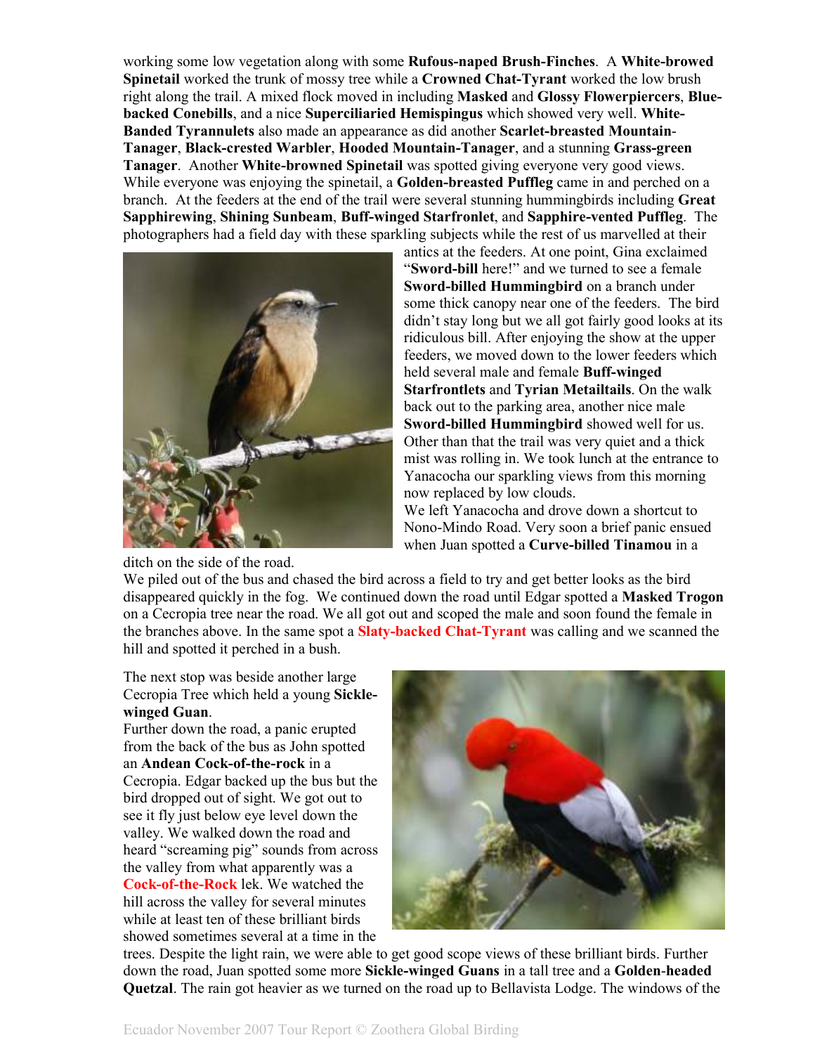working some low vegetation along with some **Rufous-naped Brush-Finches**. A **White-browed Spinetail** worked the trunk of mossy tree while a **Crowned Chat-Tyrant** worked the low brush right along the trail. A mixed flock moved in including **Masked** and **Glossy Flowerpiercers**, **Blue-backed Conebills**, and a nice **Superciliaried Hemispingus** which showed very well. **White-Banded Tyrannulets** also made an appearance as did another **Scarlet-breasted Mountain-Tanager**, **Black-crested Warbler**, **Hooded Mountain-Tanager**, and a stunning **Grass-green Tanager**. Another **White-browned Spinetail** was spotted giving everyone very good views. While everyone was enjoying the spinetail, a **Golden-breasted Puffleg** came in and perched on a branch. At the feeders at the end of the trail were several stunning hummingbirds including **Great Sapphirewing**, **Shining Sunbeam**, **Buff-winged Starfronlet**, and **Sapphire-vented Puffleg**. The photographers had a field day with these sparkling subjects while the rest of us marvelled at their antics at the feeders. At one point, Gina exclaimed "**Sword-bill** here!" and we turned to see a female **Sword-billed Hummingbird** on a branch under some thick canopy near one of the feeders. The bird didn't stay long but we all got fairly good looks at its ridiculous bill. After enjoying the show at the upper feeders, we moved down to the lower feeders which held several male and female **Buff-winged Starfrontlets** and **Tyrian Metailtails**. On the walk back out to the parking area, another nice male **Sword-billed Hummingbird** showed well for us. Other than that the trail was very quiet and a thick mist was rolling in. We took lunch at the entrance to Yanacocha our sparkling views from this morning now replaced by low clouds.

We left Yanacocha and drove down a shortcut to Nono-Mindo Road. Very soon a brief panic ensued when Juan spotted a **Curve-billed Tinamou** in a ditch on the side of the road.

We piled out of the bus and chased the bird across a field to try and get better looks as the bird disappeared quickly in the fog. We continued down the road until Edgar spotted a **Masked Trogon** on a Cecropia tree near the road. We all got out and scoped the male and soon found the female in the branches above. In the same spot a **Slaty-backed Chat-Tyrant** was calling and we scanned the hill and spotted it perched in a bush.

The next stop was beside another large Cecropia Tree which held a young **Sickle-winged Guan**.

Further down the road, a panic erupted from the back of the bus as John spotted an **Andean Cock-of-the-rock** in a Cecropia. Edgar backed up the bus but the bird dropped out of sight. We got out to see it fly just below eye level down the valley. We walked down the road and heard "screaming pig" sounds from across the valley from what apparently was a **Cock-of-the-Rock** lek. We watched the hill across the valley for several minutes while at least ten of these brilliant birds showed sometimes several at a time in the trees. Despite the light rain, we were able to get good scope views of these brilliant birds. Further down the road, Juan spotted some more **Sickle-winged Guans** in a tall tree and a **Golden-headed Quetzal**. The rain got heavier as we turned on the road up to Bellavista Lodge. The windows of the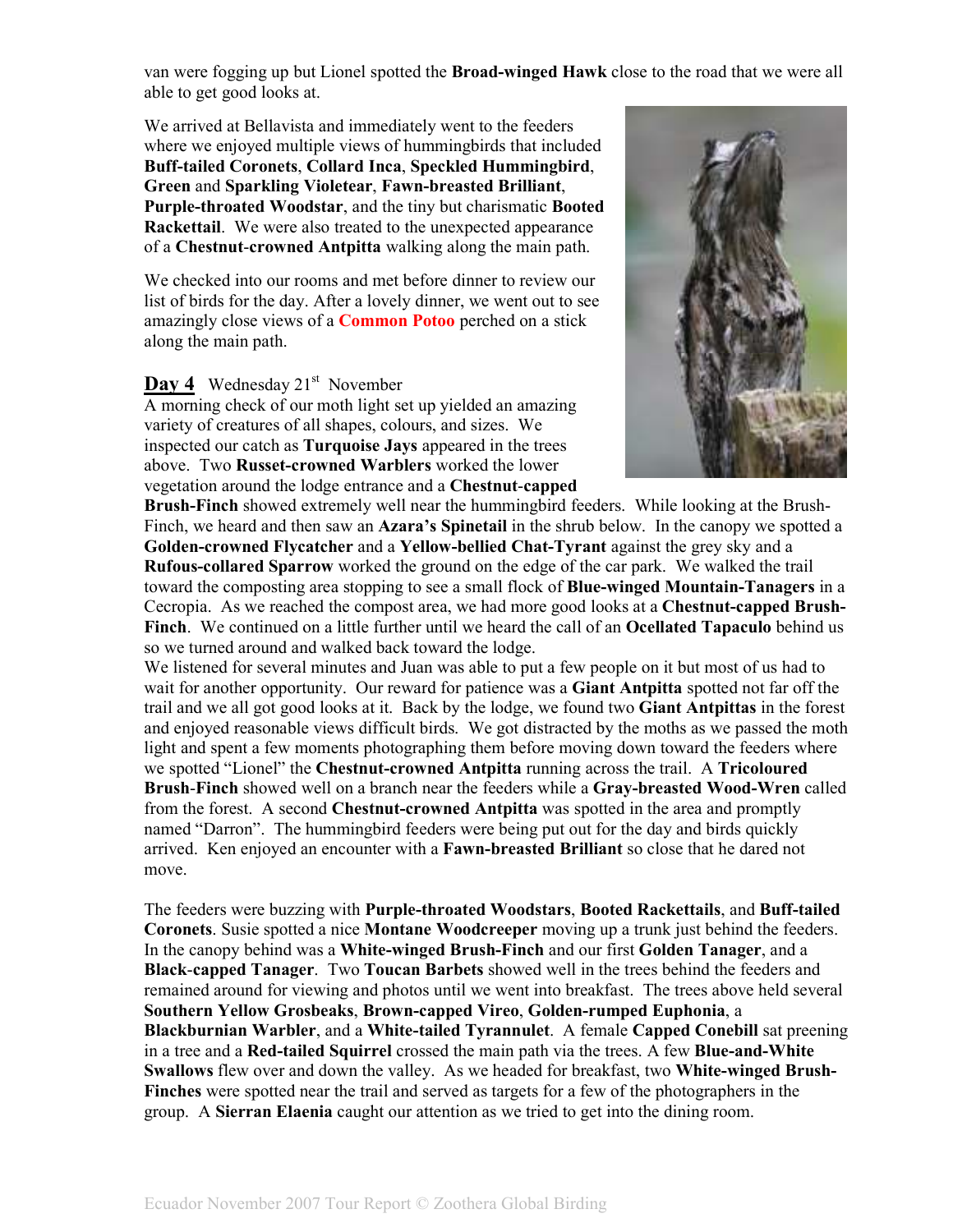van were fogging up but Lionel spotted the **Broad-winged Hawk** close to the road that we were all able to get good looks at.

We arrived at Bellavista and immediately went to the feeders where we enjoyed multiple views of hummingbirds that included **Buff-tailed Coronets**, **Collard Inca**, **Speckled Hummingbird**, **Green** and **Sparkling Violetear**, **Fawn-breasted Brilliant**, **Purple-throated Woodstar**, and the tiny but charismatic **Booted Rackettail**. We were also treated to the unexpected appearance of a **Chestnut-crowned Antpitta** walking along the main path.

We checked into our rooms and met before dinner to review our list of birds for the day. After a lovely dinner, we went out to see amazingly close views of a **Common Potoo** perched on a stick along the main path.

**Day 4** Wednesday 21st November
A morning check of our moth light set up yielded an amazing variety of creatures of all shapes, colours, and sizes. We inspected our catch as **Turquoise Jays** appeared in the trees above. Two **Russet-crowned Warblers** worked the lower vegetation around the lodge entrance and a **Chestnut-capped Brush-Finch** showed extremely well near the hummingbird feeders. While looking at the Brush-Finch, we heard and then saw an **Azara's Spinetail** in the shrub below. In the canopy we spotted a **Golden-crowned Flycatcher** and a **Yellow-bellied Chat-Tyrant** against the grey sky and a **Rufous-collared Sparrow** worked the ground on the edge of the car park. We walked the trail toward the composting area stopping to see a small flock of **Blue-winged Mountain-Tanagers** in a Cecropia. As we reached the compost area, we had more good looks at a **Chestnut-capped Brush-Finch**. We continued on a little further until we heard the call of an **Ocellated Tapaculo** behind us so we turned around and walked back toward the lodge.
We listened for several minutes and Juan was able to put a few people on it but most of us had to wait for another opportunity. Our reward for patience was a **Giant Antpitta** spotted not far off the trail and we all got good looks at it. Back by the lodge, we found two **Giant Antpittas** in the forest and enjoyed reasonable views difficult birds. We got distracted by the moths as we passed the moth light and spent a few moments photographing them before moving down toward the feeders where we spotted "Lionel" the **Chestnut-crowned Antpitta** running across the trail. A **Tricoloured Brush-Finch** showed well on a branch near the feeders while a **Gray-breasted Wood-Wren** called from the forest. A second **Chestnut-crowned Antpitta** was spotted in the area and promptly named "Darron". The hummingbird feeders were being put out for the day and birds quickly arrived. Ken enjoyed an encounter with a **Fawn-breasted Brilliant** so close that he dared not move.

The feeders were buzzing with **Purple-throated Woodstars**, **Booted Rackettails**, and **Buff-tailed Coronets**. Susie spotted a nice **Montane Woodcreeper** moving up a trunk just behind the feeders. In the canopy behind was a **White-winged Brush-Finch** and our first **Golden Tanager**, and a **Black-capped Tanager**. Two **Toucan Barbets** showed well in the trees behind the feeders and remained around for viewing and photos until we went into breakfast. The trees above held several **Southern Yellow Grosbeaks**, **Brown-capped Vireo**, **Golden-rumped Euphonia**, a **Blackburnian Warbler**, and a **White-tailed Tyrannulet**. A female **Capped Conebill** sat preening in a tree and a **Red-tailed Squirrel** crossed the main path via the trees. A few **Blue-and-White Swallows** flew over and down the valley. As we headed for breakfast, two **White-winged Brush-Finches** were spotted near the trail and served as targets for a few of the photographers in the group. A **Sierran Elaenia** caught our attention as we tried to get into the dining room.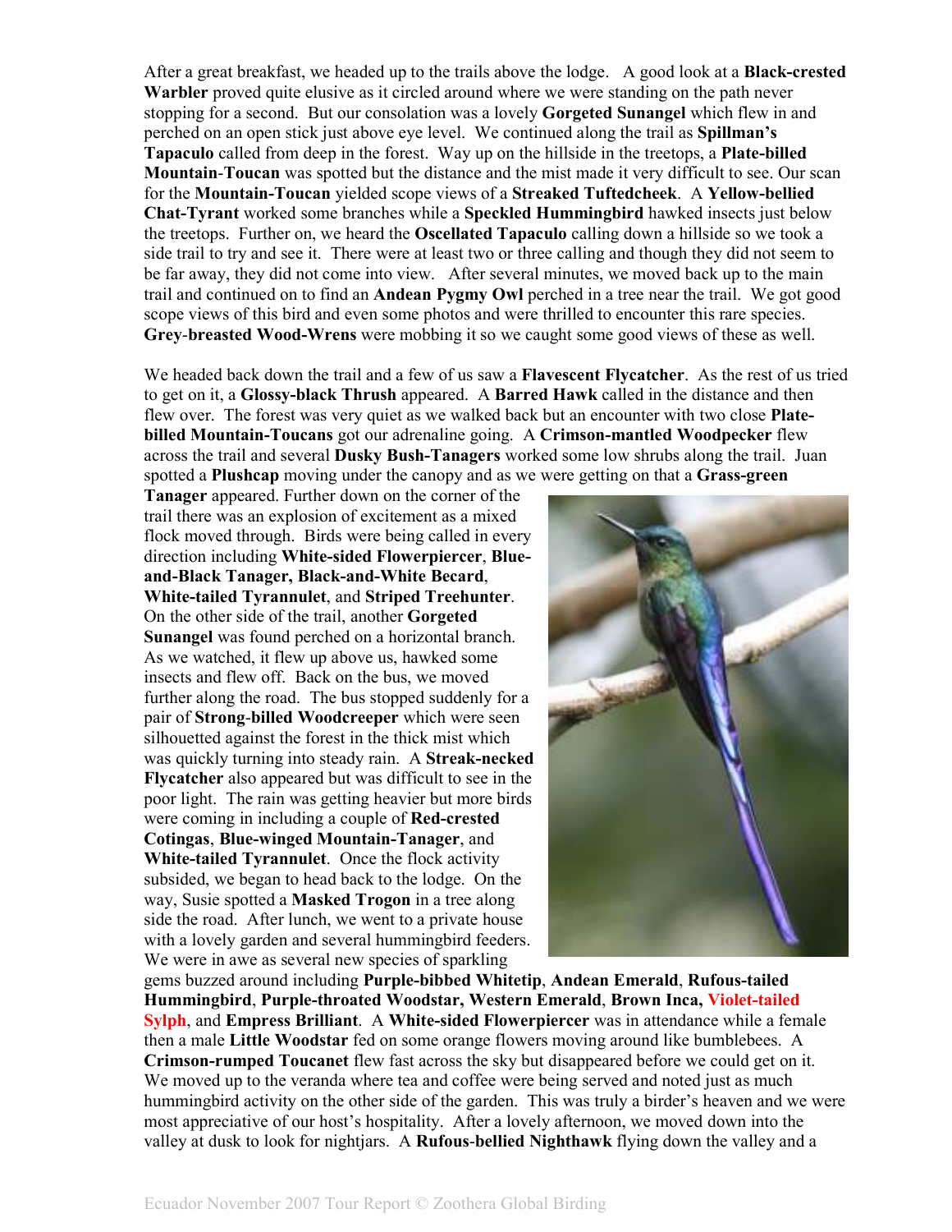After a great breakfast, we headed up to the trails above the lodge. A good look at a **Black-crested Warbler** proved quite elusive as it circled around where we were standing on the path never stopping for a second. But our consolation was a lovely **Gorgeted Sunangel** which flew in and perched on an open stick just above eye level. We continued along the trail as **Spillman's Tapaculo** called from deep in the forest. Way up on the hillside in the treetops, a **Plate-billed Mountain-Toucan** was spotted but the distance and the mist made it very difficult to see. Our scan for the **Mountain-Toucan** yielded scope views of a **Streaked Tuftedcheek**. A **Yellow-bellied Chat-Tyrant** worked some branches while a **Speckled Hummingbird** hawked insects just below the treetops. Further on, we heard the **Oscellated Tapaculo** calling down a hillside so we took a side trail to try and see it. There were at least two or three calling and though they did not seem to be far away, they did not come into view. After several minutes, we moved back up to the main trail and continued on to find an **Andean Pygmy Owl** perched in a tree near the trail. We got good scope views of this bird and even some photos and were thrilled to encounter this rare species. **Grey-breasted Wood-Wrens** were mobbing it so we caught some good views of these as well.

We headed back down the trail and a few of us saw a **Flavescent Flycatcher**. As the rest of us tried to get on it, a **Glossy-black Thrush** appeared. A **Barred Hawk** called in the distance and then flew over. The forest was very quiet as we walked back but an encounter with two close **Plate-billed Mountain-Toucans** got our adrenaline going. A **Crimson-mantled Woodpecker** flew across the trail and several **Dusky Bush-Tanagers** worked some low shrubs along the trail. Juan spotted a **Plushcap** moving under the canopy and as we were getting on that a **Grass-green Tanager** appeared. Further down on the corner of the trail there was an explosion of excitement as a mixed flock moved through. Birds were being called in every direction including **White-sided Flowerpiercer**, **Blue-and-Black Tanager, Black-and-White Becard**, **White-tailed Tyrannulet**, and **Striped Treehunter**. On the other side of the trail, another **Gorgeted Sunangel** was found perched on a horizontal branch. As we watched, it flew up above us, hawked some insects and flew off. Back on the bus, we moved further along the road. The bus stopped suddenly for a pair of **Strong-billed Woodcreeper** which were seen silhouetted against the forest in the thick mist which was quickly turning into steady rain. A **Streak-necked Flycatcher** also appeared but was difficult to see in the poor light. The rain was getting heavier but more birds were coming in including a couple of **Red-crested Cotingas**, **Blue-winged Mountain-Tanager**, and **White-tailed Tyrannulet**. Once the flock activity subsided, we began to head back to the lodge. On the way, Susie spotted a **Masked Trogon** in a tree along side the road. After lunch, we went to a private house with a lovely garden and several hummingbird feeders. We were in awe as several new species of sparkling gems buzzed around including **Purple-bibbed Whitetip**, **Andean Emerald**, **Rufous-tailed Hummingbird**, **Purple-throated Woodstar, Western Emerald**, **Brown Inca, Violet-tailed Sylph**, and **Empress Brilliant**. A **White-sided Flowerpiercer** was in attendance while a female then a male **Little Woodstar** fed on some orange flowers moving around like bumblebees. A **Crimson-rumped Toucanet** flew fast across the sky but disappeared before we could get on it. We moved up to the veranda where tea and coffee were being served and noted just as much hummingbird activity on the other side of the garden. This was truly a birder's heaven and we were most appreciative of our host's hospitality. After a lovely afternoon, we moved down into the valley at dusk to look for nightjars. A **Rufous-bellied Nighthawk** flying down the valley and a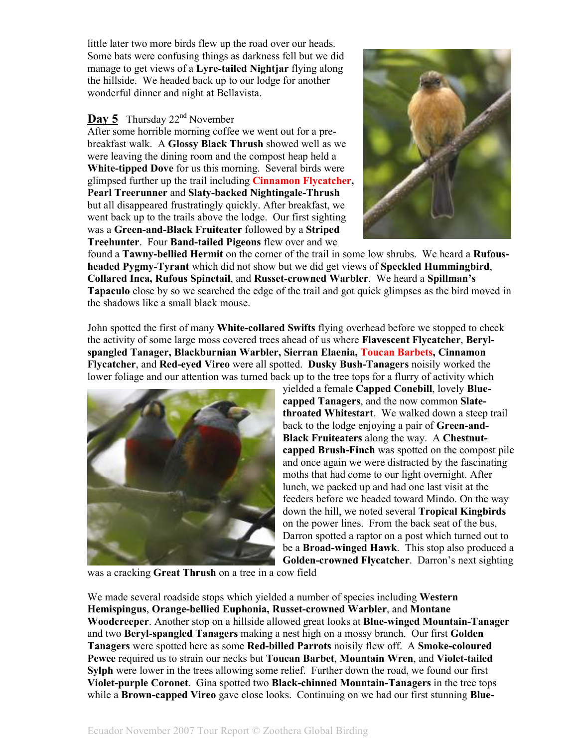little later two more birds flew up the road over our heads. Some bats were confusing things as darkness fell but we did manage to get views of a **Lyre-tailed Nightjar** flying along the hillside. We headed back up to our lodge for another wonderful dinner and night at Bellavista.

**Day 5** Thursday 22nd November

After some horrible morning coffee we went out for a pre-breakfast walk. A **Glossy Black Thrush** showed well as we were leaving the dining room and the compost heap held a **White-tipped Dove** for us this morning. Several birds were glimpsed further up the trail including **Cinnamon Flycatcher**, **Pearl Treerunner** and **Slaty-backed Nightingale-Thrush** but all disappeared frustratingly quickly. After breakfast, we went back up to the trails above the lodge. Our first sighting was a **Green-and-Black Fruiteater** followed by a **Striped Treehunter**. Four **Band-tailed Pigeons** flew over and we found a **Tawny-bellied Hermit** on the corner of the trail in some low shrubs. We heard a **Rufous-headed Pygmy-Tyrant** which did not show but we did get views of **Speckled Hummingbird**, **Collared Inca, Rufous Spinetail**, and **Russet-crowned Warbler**. We heard a **Spillman's Tapaculo** close by so we searched the edge of the trail and got quick glimpses as the bird moved in the shadows like a small black mouse.

John spotted the first of many **White-collared Swifts** flying overhead before we stopped to check the activity of some large moss covered trees ahead of us where **Flavescent Flycatcher**, **Beryl-spangled Tanager**, **Blackburnian Warbler**, **Sierran Elaenia**, **Toucan Barbets**, **Cinnamon Flycatcher**, and **Red-eyed Vireo** were all spotted. **Dusky Bush-Tanagers** noisily worked the lower foliage and our attention was turned back up to the tree tops for a flurry of activity which yielded a female **Capped Conebill**, lovely **Blue-capped Tanagers**, and the now common **Slate-throated Whitestart**. We walked down a steep trail back to the lodge enjoying a pair of **Green-and-Black Fruiteaters** along the way. A **Chestnut-capped Brush-Finch** was spotted on the compost pile and once again we were distracted by the fascinating moths that had come to our light overnight. After lunch, we packed up and had one last visit at the feeders before we headed toward Mindo. On the way down the hill, we noted several **Tropical Kingbirds** on the power lines. From the back seat of the bus, Darron spotted a raptor on a post which turned out to be a **Broad-winged Hawk**. This stop also produced a **Golden-crowned Flycatcher**. Darron's next sighting was a cracking **Great Thrush** on a tree in a cow field

We made several roadside stops which yielded a number of species including **Western Hemispingus**, **Orange-bellied Euphonia, Russet-crowned Warbler**, and **Montane Woodcreeper**. Another stop on a hillside allowed great looks at **Blue-winged Mountain-Tanager** and two **Beryl-spangled Tanagers** making a nest high on a mossy branch. Our first **Golden Tanagers** were spotted here as some **Red-billed Parrots** noisily flew off. A **Smoke-coloured Pewee** required us to strain our necks but **Toucan Barbet**, **Mountain Wren**, and **Violet-tailed Sylph** were lower in the trees allowing some relief. Further down the road, we found our first **Violet-purple Coronet**. Gina spotted two **Black-chinned Mountain-Tanagers** in the tree tops while a **Brown-capped Vireo** gave close looks. Continuing on we had our first stunning **Blue-**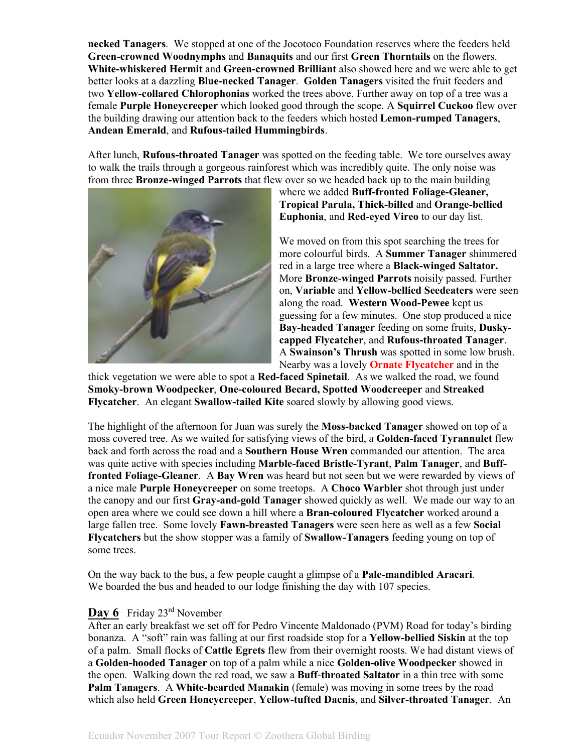**necked Tanagers**. We stopped at one of the Jocotoco Foundation reserves where the feeders held **Green-crowned Woodnymphs** and **Banaquits** and our first **Green Thorntails** on the flowers. **White-whiskered Hermit** and **Green-crowned Brilliant** also showed here and we were able to get better looks at a dazzling **Blue-necked Tanager**. **Golden Tanagers** visited the fruit feeders and two **Yellow-collared Chlorophonias** worked the trees above. Further away on top of a tree was a female **Purple Honeycreeper** which looked good through the scope. A **Squirrel Cuckoo** flew over the building drawing our attention back to the feeders which hosted **Lemon-rumped Tanagers**, **Andean Emerald**, and **Rufous-tailed Hummingbirds**.

After lunch, **Rufous-throated Tanager** was spotted on the feeding table. We tore ourselves away to walk the trails through a gorgeous rainforest which was incredibly quite. The only noise was from three **Bronze-winged Parrots** that flew over so we headed back up to the main building where we added **Buff-fronted Foliage-Gleaner, Tropical Parula, Thick-billed** and **Orange-bellied Euphonia**, and **Red-eyed Vireo** to our day list.

We moved on from this spot searching the trees for more colourful birds. A **Summer Tanager** shimmered red in a large tree where a **Black-winged Saltator.** More **Bronze-winged Parrots** noisily passed. Further on, **Variable** and **Yellow-bellied Seedeaters** were seen along the road. **Western Wood-Pewee** kept us guessing for a few minutes. One stop produced a nice **Bay-headed Tanager** feeding on some fruits, **Dusky-capped Flycatcher**, and **Rufous-throated Tanager**. A **Swainson's Thrush** was spotted in some low brush. Nearby was a lovely **Ornate Flycatcher** and in the thick vegetation we were able to spot a **Red-faced Spinetail**. As we walked the road, we found **Smoky-brown Woodpecker**, **One-coloured Becard, Spotted Woodcreeper** and **Streaked Flycatcher**. An elegant **Swallow-tailed Kite** soared slowly by allowing good views.

The highlight of the afternoon for Juan was surely the **Moss-backed Tanager** showed on top of a moss covered tree. As we waited for satisfying views of the bird, a **Golden-faced Tyrannulet** flew back and forth across the road and a **Southern House Wren** commanded our attention. The area was quite active with species including **Marble-faced Bristle-Tyrant**, **Palm Tanager**, and **Buff-fronted Foliage-Gleaner**. A **Bay Wren** was heard but not seen but we were rewarded by views of a nice male **Purple Honeycreeper** on some treetops. A **Choco Warbler** shot through just under the canopy and our first **Gray-and-gold Tanager** showed quickly as well. We made our way to an open area where we could see down a hill where a **Bran-coloured Flycatcher** worked around a large fallen tree. Some lovely **Fawn-breasted Tanagers** were seen here as well as a few **Social Flycatchers** but the show stopper was a family of **Swallow-Tanagers** feeding young on top of some trees.

On the way back to the bus, a few people caught a glimpse of a **Pale-mandibled Aracari**. We boarded the bus and headed to our lodge finishing the day with 107 species.

## Day 6 Friday 23rd November

After an early breakfast we set off for Pedro Vincente Maldonado (PVM) Road for today's birding bonanza. A "soft" rain was falling at our first roadside stop for a **Yellow-bellied Siskin** at the top of a palm. Small flocks of **Cattle Egrets** flew from their overnight roosts. We had distant views of a **Golden-hooded Tanager** on top of a palm while a nice **Golden-olive Woodpecker** showed in the open. Walking down the red road, we saw a **Buff-throated Saltator** in a thin tree with some **Palm Tanagers**. A **White-bearded Manakin** (female) was moving in some trees by the road which also held **Green Honeycreeper**, **Yellow-tufted Dacnis**, and **Silver-throated Tanager**. An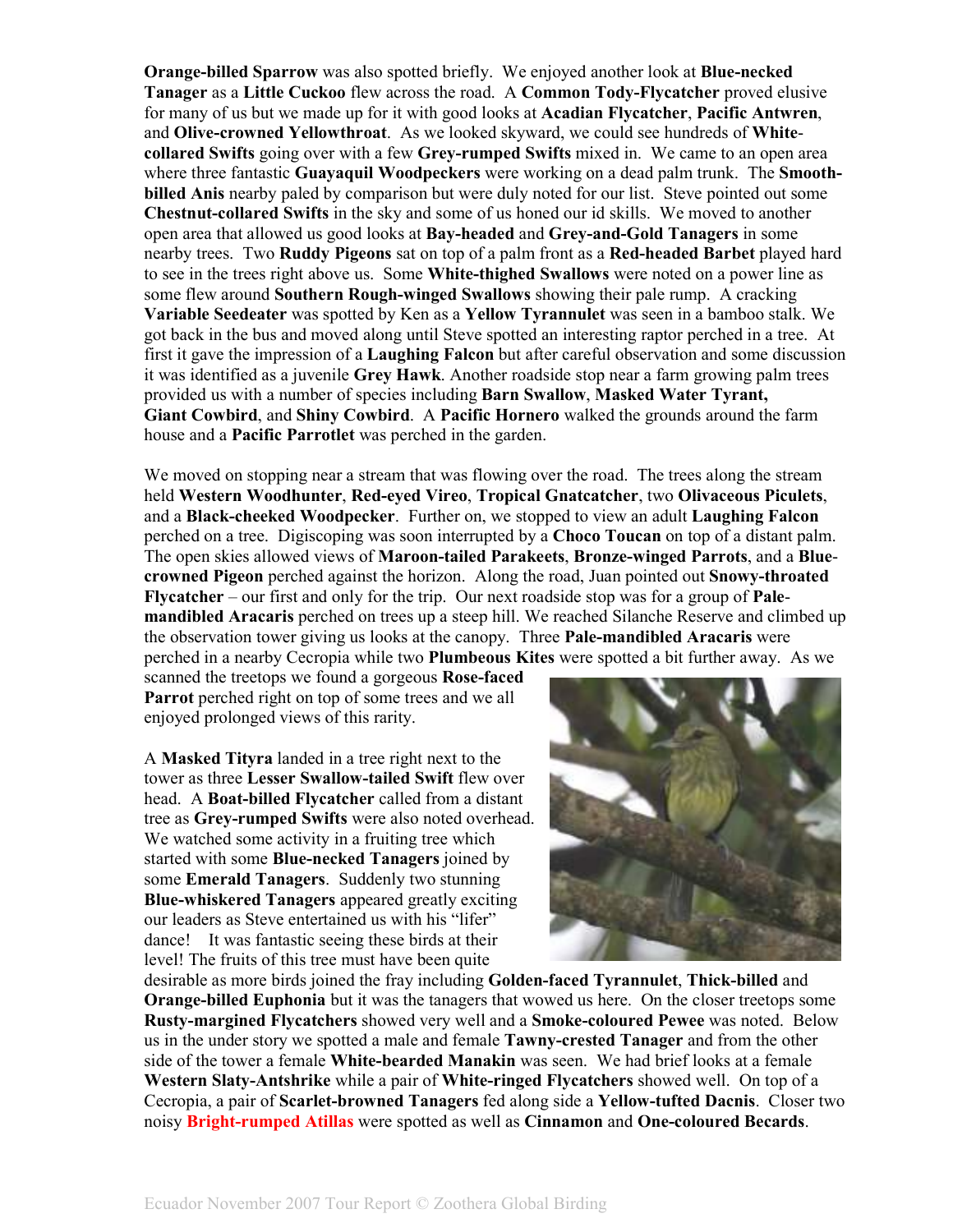**Orange-billed Sparrow** was also spotted briefly. We enjoyed another look at **Blue-necked Tanager** as a **Little Cuckoo** flew across the road. A **Common Tody-Flycatcher** proved elusive for many of us but we made up for it with good looks at **Acadian Flycatcher**, **Pacific Antwren**, and **Olive-crowned Yellowthroat**. As we looked skyward, we could see hundreds of **White-collared Swifts** going over with a few **Grey-rumped Swifts** mixed in. We came to an open area where three fantastic **Guayaquil Woodpeckers** were working on a dead palm trunk. The **Smooth-billed Anis** nearby paled by comparison but were duly noted for our list. Steve pointed out some **Chestnut-collared Swifts** in the sky and some of us honed our id skills. We moved to another open area that allowed us good looks at **Bay-headed** and **Grey-and-Gold Tanagers** in some nearby trees. Two **Ruddy Pigeons** sat on top of a palm front as a **Red-headed Barbet** played hard to see in the trees right above us. Some **White-thighed Swallows** were noted on a power line as some flew around **Southern Rough-winged Swallows** showing their pale rump. A cracking **Variable Seedeater** was spotted by Ken as a **Yellow Tyrannulet** was seen in a bamboo stalk. We got back in the bus and moved along until Steve spotted an interesting raptor perched in a tree. At first it gave the impression of a **Laughing Falcon** but after careful observation and some discussion it was identified as a juvenile **Grey Hawk**. Another roadside stop near a farm growing palm trees provided us with a number of species including **Barn Swallow**, **Masked Water Tyrant, Giant Cowbird**, and **Shiny Cowbird**. A **Pacific Hornero** walked the grounds around the farm house and a **Pacific Parrotlet** was perched in the garden.

We moved on stopping near a stream that was flowing over the road. The trees along the stream held **Western Woodhunter**, **Red-eyed Vireo**, **Tropical Gnatcatcher**, two **Olivaceous Piculets**, and a **Black-cheeked Woodpecker**. Further on, we stopped to view an adult **Laughing Falcon** perched on a tree. Digiscoping was soon interrupted by a **Choco Toucan** on top of a distant palm. The open skies allowed views of **Maroon-tailed Parakeets**, **Bronze-winged Parrots**, and a **Blue-crowned Pigeon** perched against the horizon. Along the road, Juan pointed out **Snowy-throated Flycatcher** – our first and only for the trip. Our next roadside stop was for a group of **Pale-mandibled Aracaris** perched on trees up a steep hill. We reached Silanche Reserve and climbed up the observation tower giving us looks at the canopy. Three **Pale-mandibled Aracaris** were perched in a nearby Cecropia while two **Plumbeous Kites** were spotted a bit further away. As we scanned the treetops we found a gorgeous **Rose-faced Parrot** perched right on top of some trees and we all enjoyed prolonged views of this rarity.

A **Masked Tityra** landed in a tree right next to the tower as three **Lesser Swallow-tailed Swift** flew over head. A **Boat-billed Flycater** called from a distant tree as **Grey-rumped Swifts** were also noted overhead. We watched some activity in a fruiting tree which started with some **Blue-necked Tanagers** joined by some **Emerald Tanagers**. Suddenly two stunning **Blue-whiskered Tanagers** appeared greatly exciting our leaders as Steve entertained us with his "lifer" dance! It was fantastic seeing these birds at their level! The fruits of this tree must have been quite desirable as more birds joined the fray including **Golden-faced Tyrannulet**, **Thick-billed** and **Orange-billed Euphonia** but it was the tanagers that wowed us here. On the closer treetops some **Rusty-margined Flycatchers** showed very well and a **Smoke-coloured Pewee** was noted. Below us in the under story we spotted a male and female **Tawny-crested Tanager** and from the other side of the tower a female **White-bearded Manakin** was seen. We had brief looks at a female **Western Slaty-Antshrike** while a pair of **White-ringed Flycatchers** showed well. On top of a Cecropia, a pair of **Scarlet-browned Tanagers** fed along side a **Yellow-tufted Dacnis**. Closer two noisy **Bright-rumped Atillas** were spotted as well as **Cinnamon** and **One-coloured Becards**.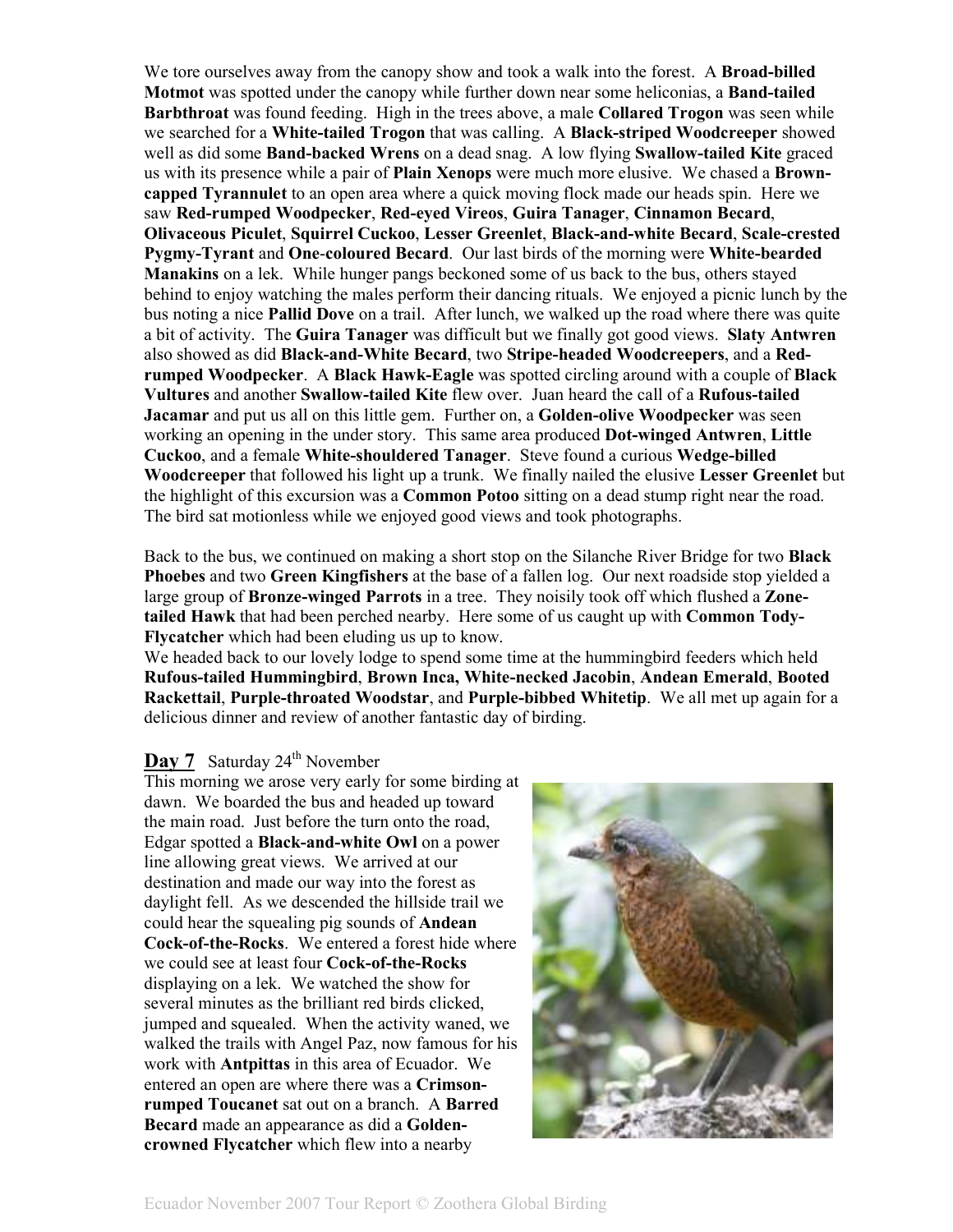We tore ourselves away from the canopy show and took a walk into the forest. A **Broad-billed Motmot** was spotted under the canopy while further down near some heliconias, a **Band-tailed Barbthroat** was found feeding. High in the trees above, a male **Collared Trogon** was seen while we searched for a **White-tailed Trogon** that was calling. A **Black-striped Woodcreeper** showed well as did some **Band-backed Wrens** on a dead snag. A low flying **Swallow-tailed Kite** graced us with its presence while a pair of **Plain Xenops** were much more elusive. We chased a **Brown-capped Tyrannulet** to an open area where a quick moving flock made our heads spin. Here we saw **Red-rumped Woodpecker**, **Red-eyed Vireos**, **Guira Tanager**, **Cinnamon Becard**, **Olivaceous Piculet**, **Squirrel Cuckoo**, **Lesser Greenlet**, **Black-and-white Becard**, **Scale-crested Pygmy-Tyrant** and **One-coloured Becard**. Our last birds of the morning were **White-bearded Manakins** on a lek. While hunger pangs beckoned some of us back to the bus, others stayed behind to enjoy watching the males perform their dancing rituals. We enjoyed a picnic lunch by the bus noting a nice **Pallid Dove** on a trail. After lunch, we walked up the road where there was quite a bit of activity. The **Guira Tanager** was difficult but we finally got good views. **Slaty Antwren** also showed as did **Black-and-White Becard**, two **Stripe-headed Woodcreepers**, and a **Red-rumped Woodpecker**. A **Black Hawk-Eagle** was spotted circling around with a couple of **Black Vultures** and another **Swallow-tailed Kite** flew over. Juan heard the call of a **Rufous-tailed Jacamar** and put us all on this little gem. Further on, a **Golden-olive Woodpecker** was seen working an opening in the under story. This same area produced **Dot-winged Antwren**, **Little Cuckoo**, and a female **White-shouldered Tanager**. Steve found a curious **Wedge-billed Woodcreeper** that followed his light up a trunk. We finally nailed the elusive **Lesser Greenlet** but the highlight of this excursion was a **Common Potoo** sitting on a dead stump right near the road. The bird sat motionless while we enjoyed good views and took photographs.

Back to the bus, we continued on making a short stop on the Silanche River Bridge for two **Black Phoebes** and two **Green Kingfishers** at the base of a fallen log. Our next roadside stop yielded a large group of **Bronze-winged Parrots** in a tree. They noisily took off which flushed a **Zone-tailed Hawk** that had been perched nearby. Here some of us caught up with **Common Tody-Flycatcher** which had been eluding us up to know.

We headed back to our lovely lodge to spend some time at the hummingbird feeders which held **Rufous-tailed Hummingbird**, **Brown Inca, White-necked Jacobin**, **Andean Emerald**, **Booted Rackettail**, **Purple-throated Woodstar**, and **Purple-bibbed Whitetip**. We all met up again for a delicious dinner and review of another fantastic day of birding.

## **Day 7** Saturday 24th November

This morning we arose very early for some birding at dawn. We boarded the bus and headed up toward the main road. Just before the turn onto the road, Edgar spotted a **Black-and-white Owl** on a power line allowing great views. We arrived at our destination and made our way into the forest as daylight fell. As we descended the hillside trail we could hear the squealing pig sounds of **Andean Cock-of-the-Rocks**. We entered a forest hide where we could see at least four **Cock-of-the-Rocks** displaying on a lek. We watched the show for several minutes as the brilliant red birds clicked, jumped and squealed. When the activity waned, we walked the trails with Angel Paz, now famous for his work with **Antpittas** in this area of Ecuador. We entered an open are where there was a **Crimson-rumped Toucanet** sat out on a branch. A **Barred Becard** made an appearance as did a **Golden-crowned Flycatcher** which flew into a nearby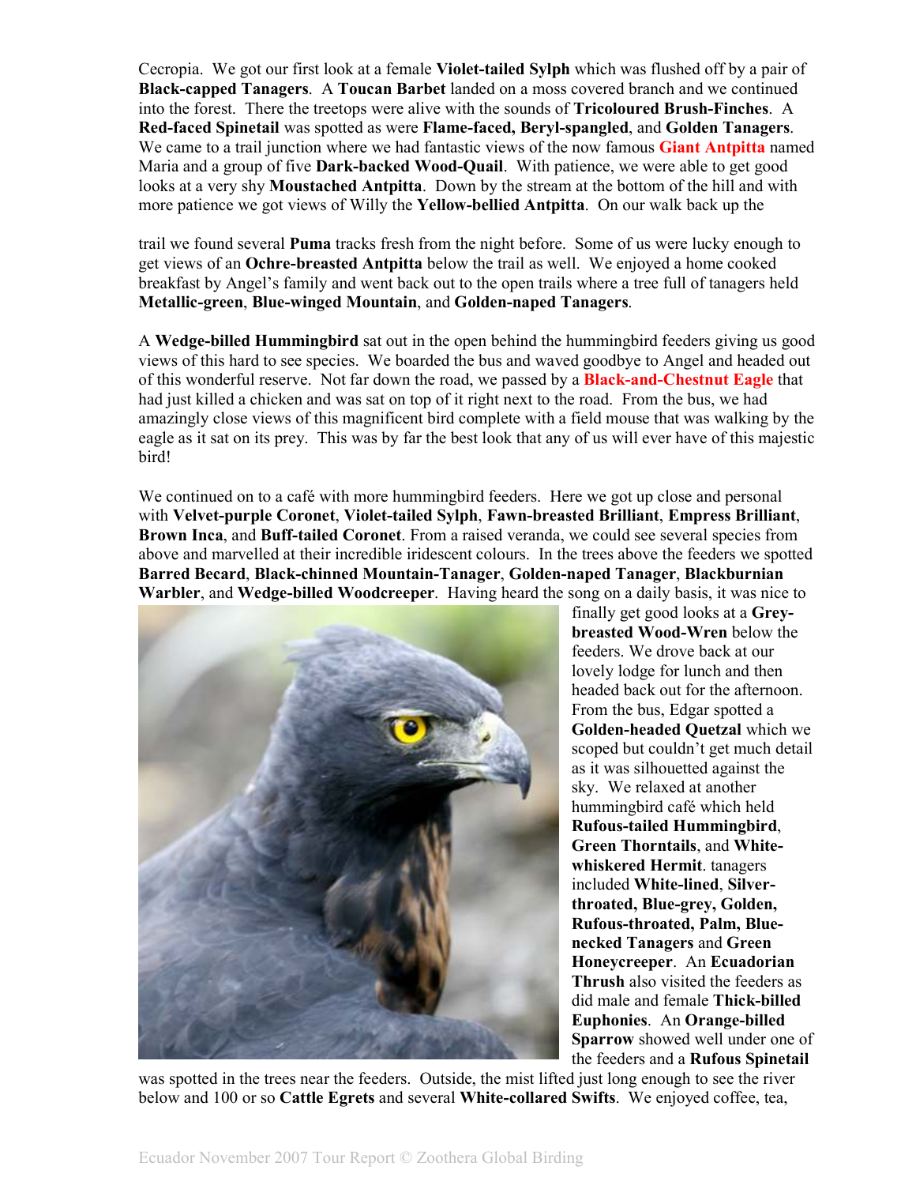Cecropia. We got our first look at a female **Violet-tailed Sylph** which was flushed off by a pair of **Black-capped Tanagers**. A **Toucan Barbet** landed on a moss covered branch and we continued into the forest. There the treetops were alive with the sounds of **Tricoloured Brush-Finches**. A **Red-faced Spinetail** was spotted as were **Flame-faced, Beryl-spangled**, and **Golden Tanagers**. We came to a trail junction where we had fantastic views of the now famous **Giant Antpitta** named Maria and a group of five **Dark-backed Wood-Quail**. With patience, we were able to get good looks at a very shy **Moustached Antpitta**. Down by the stream at the bottom of the hill and with more patience we got views of Willy the **Yellow-bellied Antpitta**. On our walk back up the trail we found several **Puma** tracks fresh from the night before. Some of us were lucky enough to get views of an **Ochre-breasted Antpitta** below the trail as well. We enjoyed a home cooked breakfast by Angel's family and went back out to the open trails where a tree full of tanagers held **Metallic-green**, **Blue-winged Mountain**, and **Golden-naped Tanagers**.

A **Wedge-billed Hummingbird** sat out in the open behind the hummingbird feeders giving us good views of this hard to see species. We boarded the bus and waved goodbye to Angel and headed out of this wonderful reserve. Not far down the road, we passed by a **Black-and-Chestnut Eagle** that had just killed a chicken and was sat on top of it right next to the road. From the bus, we had amazingly close views of this magnificent bird complete with a field mouse that was walking by the eagle as it sat on its prey. This was by far the best look that any of us will ever have of this majestic bird!

We continued on to a café with more hummingbird feeders. Here we got up close and personal with **Velvet-purple Coronet**, **Violet-tailed Sylph**, **Fawn-breasted Brilliant**, **Empress Brilliant**, **Brown Inca**, and **Buff-tailed Coronet**. From a raised veranda, we could see several species from above and marvelled at their incredible iridescent colours. In the trees above the feeders we spotted **Barred Becard**, **Black-chinned Mountain-Tanager**, **Golden-naped Tanager**, **Blackburnian Warbler**, and **Wedge-billed Woodcreeper**. Having heard the song on a daily basis, it was nice to finally get good looks at a **Grey-breasted Wood-Wren** below the feeders. We drove back at our lovely lodge for lunch and then headed back out for the afternoon. From the bus, Edgar spotted a **Golden-headed Quetzal** which we scoped but couldn't get much detail as it was silhouetted against the sky. We relaxed at another hummingbird café which held **Rufous-tailed Hummingbird**, **Green Thorntails**, and **White-whiskered Hermit**. tanagers included **White-lined**, **Silver-throated, Blue-grey, Golden, Rufous-throated, Palm, Blue-necked Tanagers** and **Green Honeycreeper**. An **Ecuadorian Thrush** also visited the feeders as did male and female **Thick-billed Euphonies**. An **Orange-billed Sparrow** showed well under one of the feeders and a **Rufous Spinetail** was spotted in the trees near the feeders. Outside, the mist lifted just long enough to see the river below and 100 or so **Cattle Egrets** and several **White-collared Swifts**. We enjoyed coffee, tea,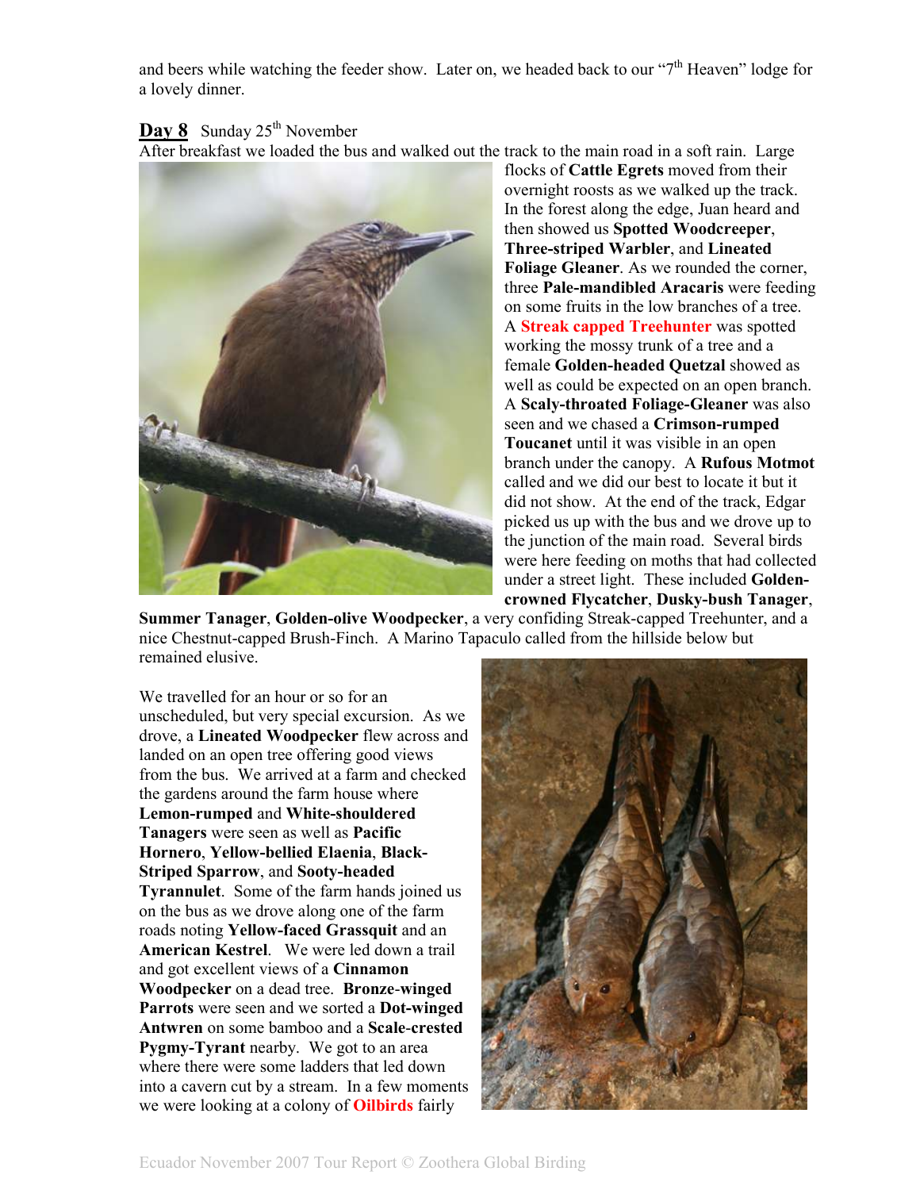and beers while watching the feeder show. Later on, we headed back to our "7th Heaven" lodge for a lovely dinner.

**Day 8** Sunday 25th November

After breakfast we loaded the bus and walked out the track to the main road in a soft rain. Large flocks of **Cattle Egrets** moved from their overnight roosts as we walked up the track. In the forest along the edge, Juan heard and then showed us **Spotted Woodcreeper**, **Three-striped Warbler**, and **Lineated Foliage Gleaner**. As we rounded the corner, three **Pale-mandibled Aracaris** were feeding on some fruits in the low branches of a tree. A **Streak capped Treehunter** was spotted working the mossy trunk of a tree and a female **Golden-headed Quetzal** showed as well as could be expected on an open branch. A **Scaly-throated Foliage-Gleaner** was also seen and we chased a **Crimson-rumped Toucanet** until it was visible in an open branch under the canopy. A **Rufous Motmot** called and we did our best to locate it but it did not show. At the end of the track, Edgar picked us up with the bus and we drove up to the junction of the main road. Several birds were here feeding on moths that had collected under a street light. These included **Golden-crowned Flycatcher**, **Dusky-bush Tanager**, **Summer Tanager**, **Golden-olive Woodpecker**, a very confiding Streak-capped Treehunter, and a nice Chestnut-capped Brush-Finch. A Marino Tapaculo called from the hillside below but remained elusive.

We travelled for an hour or so for an unscheduled, but very special excursion. As we drove, a **Lineated Woodpecker** flew across and landed on an open tree offering good views from the bus. We arrived at a farm and checked the gardens around the farm house where **Lemon-rumped** and **White-shouldered Tanagers** were seen as well as **Pacific Hornero**, **Yellow-bellied Elaenia**, **Black-Striped Sparrow**, and **Sooty-headed Tyrannulet**. Some of the farm hands joined us on the bus as we drove along one of the farm roads noting **Yellow-faced Grassquit** and an **American Kestrel**. We were led down a trail and got excellent views of a **Cinnamon Woodpecker** on a dead tree. **Bronze-winged Parrots** were seen and we sorted a **Dot-winged Antwren** on some bamboo and a **Scale-crested Pygmy-Tyrant** nearby. We got to an area where there were some ladders that led down into a cavern cut by a stream. In a few moments we were looking at a colony of **Oilbirds** fairly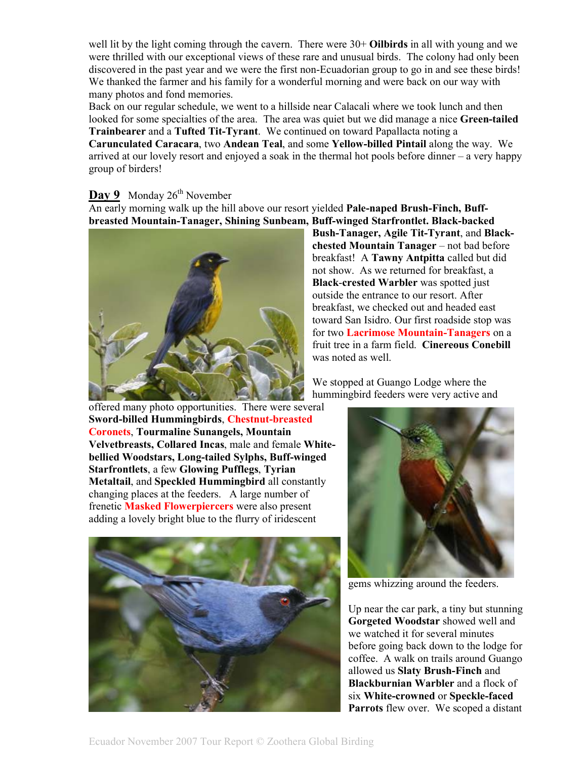well lit by the light coming through the cavern. There were 30+ **Oilbirds** in all with young and we were thrilled with our exceptional views of these rare and unusual birds. The colony had only been discovered in the past year and we were the first non-Ecuadorian group to go in and see these birds! We thanked the farmer and his family for a wonderful morning and were back on our way with many photos and fond memories.

Back on our regular schedule, we went to a hillside near Calacali where we took lunch and then looked for some specialties of the area. The area was quiet but we did manage a nice **Green-tailed Trainbearer** and a **Tufted Tit-Tyrant**. We continued on toward Papallacta noting a **Carunculated Caracara**, two **Andean Teal**, and some **Yellow-billed Pintail** along the way. We arrived at our lovely resort and enjoyed a soak in the thermal hot pools before dinner – a very happy group of birders!

## Day 9 Monday 26th November

An early morning walk up the hill above our resort yielded **Pale-naped Brush-Finch, Buff-breasted Mountain-Tanager, Shining Sunbeam, Buff-winged Starfrontlet. Black-backed Bush-Tanager, Agile Tit-Tyrant**, and **Black-chested Mountain Tanager** – not bad before breakfast! A **Tawny Antpitta** called but did not show. As we returned for breakfast, a **Black-crested Warbler** was spotted just outside the entrance to our resort. After breakfast, we checked out and headed east toward San Isidro. Our first roadside stop was for two **Lacrimose Mountain-Tanagers** on a fruit tree in a farm field. **Cinereous Conebill** was noted as well.

We stopped at Guango Lodge where the hummingbird feeders were very active and offered many photo opportunities. There were several **Sword-billed Hummingbirds**, **Chestnut-breasted Coronets**, **Tourmaline Sunangels, Mountain Velvetbreasts, Collared Incas**, male and female **White-bellied Woodstars, Long-tailed Sylphs, Buff-winged Starfrontlets**, a few **Glowing Pufflegs**, **Tyrian Metaltail**, and **Speckled Hummingbird** all constantly changing places at the feeders. A large number of frenetic **Masked Flowerpiercers** were also present adding a lovely bright blue to the flurry of iridescent gems whizzing around the feeders.

Up near the car park, a tiny but stunning **Gorgeted Woodstar** showed well and we watched it for several minutes before going back down to the lodge for coffee. A walk on trails around Guango allowed us **Slaty Brush-Finch** and **Blackburnian Warbler** and a flock of six **White-crowned** or **Speckle-faced Parrots** flew over. We scoped a distant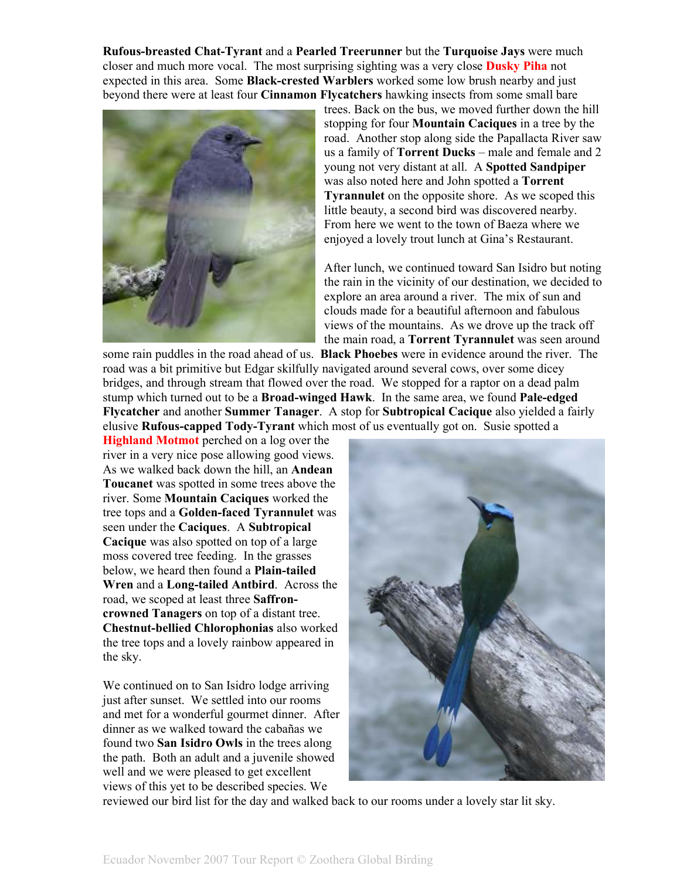**Rufous-breasted Chat-Tyrant** and a **Pearled Treerunner** but the **Turquoise Jays** were much closer and much more vocal. The most surprising sighting was a very close **Dusky Piha** not expected in this area. Some **Black-crested Warblers** worked some low brush nearby and just beyond there were at least four **Cinnamon Flycatchers** hawking insects from some small bare trees. Back on the bus, we moved further down the hill stopping for four **Mountain Caciques** in a tree by the road. Another stop along side the Papallacta River saw us a family of **Torrent Ducks** – male and female and 2 young not very distant at all. A **Spotted Sandpiper** was also noted here and John spotted a **Torrent Tyrannulet** on the opposite shore. As we scoped this little beauty, a second bird was discovered nearby. From here we went to the town of Baeza where we enjoyed a lovely trout lunch at Gina's Restaurant.

After lunch, we continued toward San Isidro but noting the rain in the vicinity of our destination, we decided to explore an area around a river. The mix of sun and clouds made for a beautiful afternoon and fabulous views of the mountains. As we drove up the track off the main road, a **Torrent Tyrannulet** was seen around some rain puddles in the road ahead of us. **Black Phoebes** were in evidence around the river. The road was a bit primitive but Edgar skilfully navigated around several cows, over some dicey bridges, and through stream that flowed over the road. We stopped for a raptor on a dead palm stump which turned out to be a **Broad-winged Hawk**. In the same area, we found **Pale-edged Flycatcher** and another **Summer Tanager**. A stop for **Subtropical Cacique** also yielded a fairly elusive **Rufous-capped Tody-Tyrant** which most of us eventually got on. Susie spotted a **Highland Motmot** perched on a log over the river in a very nice pose allowing good views. As we walked back down the hill, an **Andean Toucanet** was spotted in some trees above the river. Some **Mountain Caciques** worked the tree tops and a **Golden-faced Tyrannulet** was seen under the **Caciques**. A **Subtropical Cacique** was also spotted on top of a large moss covered tree feeding. In the grasses below, we heard then found a **Plain-tailed Wren** and a **Long-tailed Antbird**. Across the road, we scoped at least three **Saffron-crowned Tanagers** on top of a distant tree. **Chestnut-bellied Chlorophonias** also worked the tree tops and a lovely rainbow appeared in the sky.

We continued on to San Isidro lodge arriving just after sunset. We settled into our rooms and met for a wonderful gourmet dinner. After dinner as we walked toward the cabañas we found two **San Isidro Owls** in the trees along the path. Both an adult and a juvenile showed well and we were pleased to get excellent views of this yet to be described species. We reviewed our bird list for the day and walked back to our rooms under a lovely star lit sky.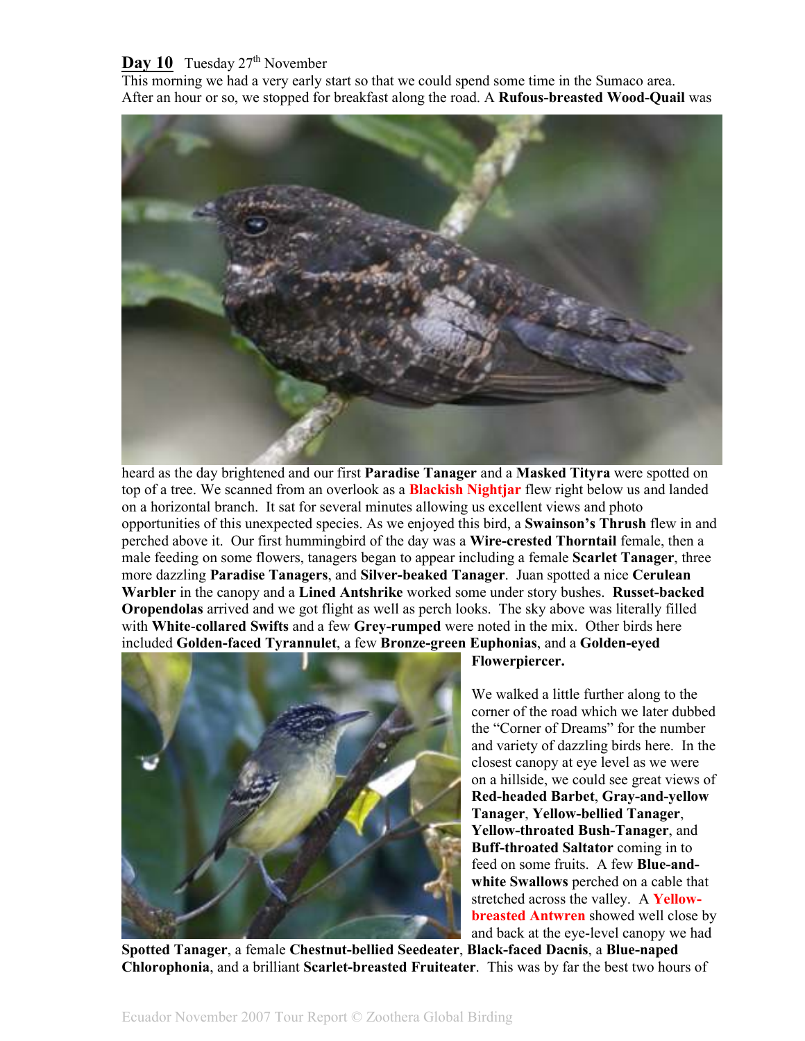**Day 10** Tuesday 27th November

This morning we had a very early start so that we could spend some time in the Sumaco area. After an hour or so, we stopped for breakfast along the road. A **Rufous-breasted Wood-Quail** was heard as the day brightened and our first **Paradise Tanager** and a **Masked Tityra** were spotted on top of a tree. We scanned from an overlook as a **Blackish Nightjar** flew right below us and landed on a horizontal branch. It sat for several minutes allowing us excellent views and photo opportunities of this unexpected species. As we enjoyed this bird, a **Swainson's Thrush** flew in and perched above it. Our first hummingbird of the day was a **Wire-crested Thorntail** female, then a male feeding on some flowers, tanagers began to appear including a female **Scarlet Tanager**, three more dazzling **Paradise Tanagers**, and **Silver-beaked Tanager**. Juan spotted a nice **Cerulean Warbler** in the canopy and a **Lined Antshrike** worked some under story bushes. **Russet-backed Oropendolas** arrived and we got flight as well as perch looks. The sky above was literally filled with **White-collared Swifts** and a few **Grey-rumped** were noted in the mix. Other birds here included **Golden-faced Tyrannulet**, a few **Bronze-green Euphonias**, and a **Golden-eyed Flowerpiercer.**

We walked a little further along to the corner of the road which we later dubbed the "Corner of Dreams" for the number and variety of dazzling birds here. In the closest canopy at eye level as we were on a hillside, we could see great views of **Red-headed Barbet**, **Gray-and-yellow Tanager**, **Yellow-bellied Tanager**, **Yellow-throated Bush-Tanager**, and **Buff-throated Saltator** coming in to feed on some fruits. A few **Blue-and-white Swallows** perched on a cable that stretched across the valley. A **Yellow-breasted Antwren** showed well close by and back at the eye-level canopy we had **Spotted Tanager**, a female **Chestnut-bellied Seedeater**, **Black-faced Dacnis**, a **Blue-naped Chlorophonia**, and a brilliant **Scarlet-breasted Fruiteater**. This was by far the best two hours of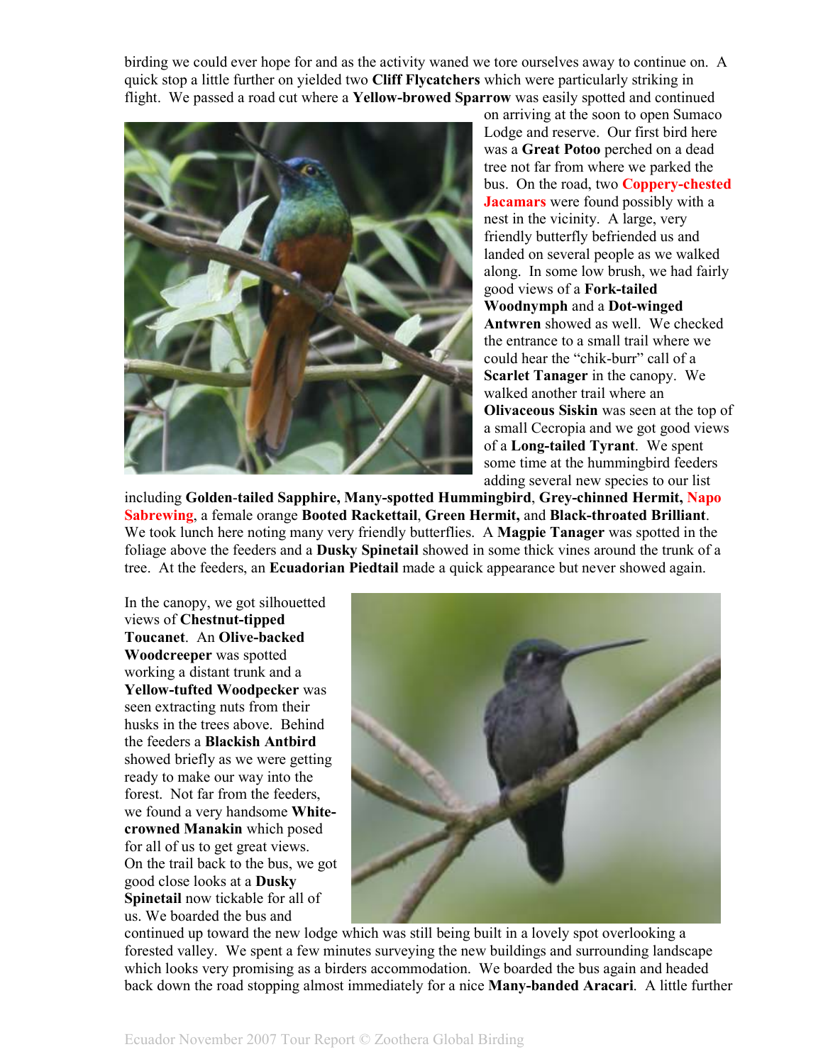birding we could ever hope for and as the activity waned we tore ourselves away to continue on. A quick stop a little further on yielded two **Cliff Flycatchers** which were particularly striking in flight. We passed a road cut where a **Yellow-browed Sparrow** was easily spotted and continued on arriving at the soon to open Sumaco Lodge and reserve. Our first bird here was a **Great Potoo** perched on a dead tree not far from where we parked the bus. On the road, two **Coppery-chested Jacamars** were found possibly with a nest in the vicinity. A large, very friendly butterfly befriended us and landed on several people as we walked along. In some low brush, we had fairly good views of a **Fork-tailed Woodnymph** and a **Dot-winged Antwren** showed as well. We checked the entrance to a small trail where we could hear the "chik-burr" call of a **Scarlet Tanager** in the canopy. We walked another trail where an **Olivaceous Siskin** was seen at the top of a small Cecropia and we got good views of a **Long-tailed Tyrant**. We spent some time at the hummingbird feeders adding several new species to our list including **Golden-tailed Sapphire, Many-spotted Hummingbird**, **Grey-chinned Hermit, Napo Sabrewing**, a female orange **Booted Rackettail**, **Green Hermit,** and **Black-throated Brilliant**. We took lunch here noting many very friendly butterflies. A **Magpie Tanager** was spotted in the foliage above the feeders and a **Dusky Spinetail** showed in some thick vines around the trunk of a tree. At the feeders, an **Ecuadorian Piedtail** made a quick appearance but never showed again.

In the canopy, we got silhouetted views of **Chestnut-tipped Toucanet**. An **Olive-backed Woodcreeper** was spotted working a distant trunk and a **Yellow-tufted Woodpecker** was seen extracting nuts from their husks in the trees above. Behind the feeders a **Blackish Antbird** showed briefly as we were getting ready to make our way into the forest. Not far from the feeders, we found a very handsome **White-crowned Manakin** which posed for all of us to get great views. On the trail back to the bus, we got good close looks at a **Dusky Spinetail** now tickable for all of us. We boarded the bus and continued up toward the new lodge which was still being built in a lovely spot overlooking a forested valley. We spent a few minutes surveying the new buildings and surrounding landscape which looks very promising as a birders accommodation. We boarded the bus again and headed back down the road stopping almost immediately for a nice **Many-banded Aracari**. A little further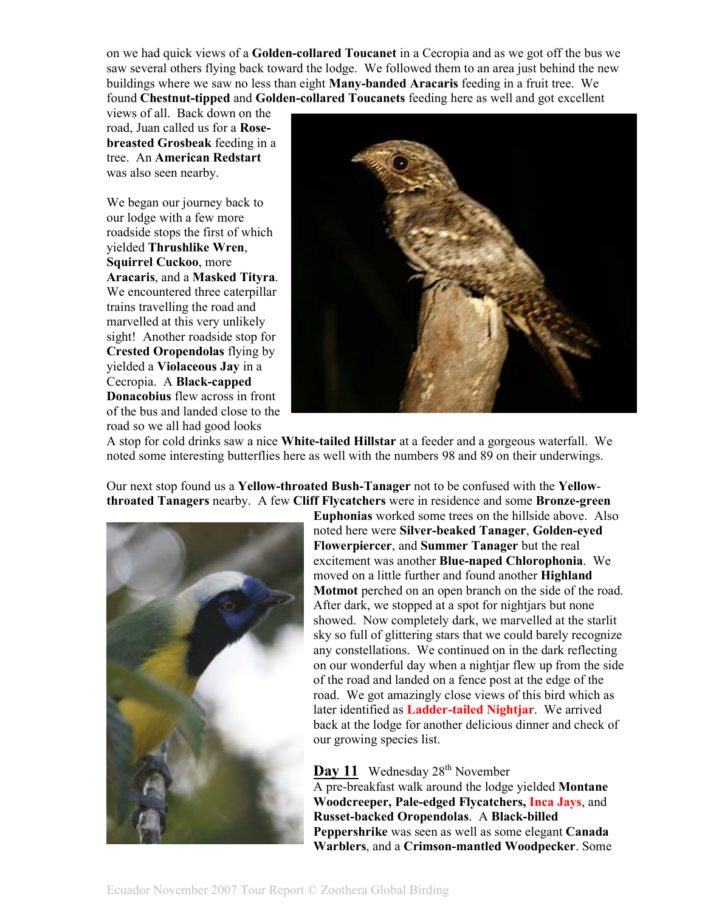on we had quick views of a **Golden-collared Toucanet** in a Cecropia and as we got off the bus we saw several others flying back toward the lodge. We followed them to an area just behind the new buildings where we saw no less than eight **Many-banded Aracaris** feeding in a fruit tree. We found **Chestnut-tipped** and **Golden-collared Toucanets** feeding here as well and got excellent views of all. Back down on the road, Juan called us for a **Rose-breasted Grosbeak** feeding in a tree. An **American Redstart** was also seen nearby.

We began our journey back to our lodge with a few more roadside stops the first of which yielded **Thrushlike Wren**, **Squirrel Cuckoo**, more **Aracaris**, and a **Masked Tityra**. We encountered three caterpillar trains travelling the road and marvelled at this very unlikely sight! Another roadside stop for **Crested Oropendolas** flying by yielded a **Violaceous Jay** in a Cecropia. A **Black-capped Donacobius** flew across in front of the bus and landed close to the road so we all had good looks

A stop for cold drinks saw a nice **White-tailed Hillstar** at a feeder and a gorgeous waterfall. We noted some interesting butterflies here as well with the numbers 98 and 89 on their underwings.

Our next stop found us a **Yellow-throated Bush-Tanager** not to be confused with the **Yellow-throated Tanagers** nearby. A few **Cliff Flycatchers** were in residence and some **Bronze-green Euphonias** worked some trees on the hillside above. Also noted here were **Silver-beaked Tanager**, **Golden-eyed Flowerpiercer**, and **Summer Tanager** but the real excitement was another **Blue-naped Chlorophonia**. We moved on a little further and found another **Highland Motmot** perched on an open branch on the side of the road. After dark, we stopped at a spot for nightjars but none showed. Now completely dark, we marvelled at the starlit sky so full of glittering stars that we could barely recognize any constellations. We continued on in the dark reflecting on our wonderful day when a nightjar flew up from the side of the road and landed on a fence post at the edge of the road. We got amazingly close views of this bird which as later identified as **Ladder-tailed Nightjar**. We arrived back at the lodge for another delicious dinner and check of our growing species list.

## Day 11 Wednesday 28th November

A pre-breakfast walk around the lodge yielded **Montane Woodcreeper, Pale-edged Flycatchers, Inca Jays**, and **Russet-backed Oropendolas**. A **Black-billed Peppershrike** was seen as well as some elegant **Canada Warblers**, and a **Crimson-mantled Woodpecker**. Some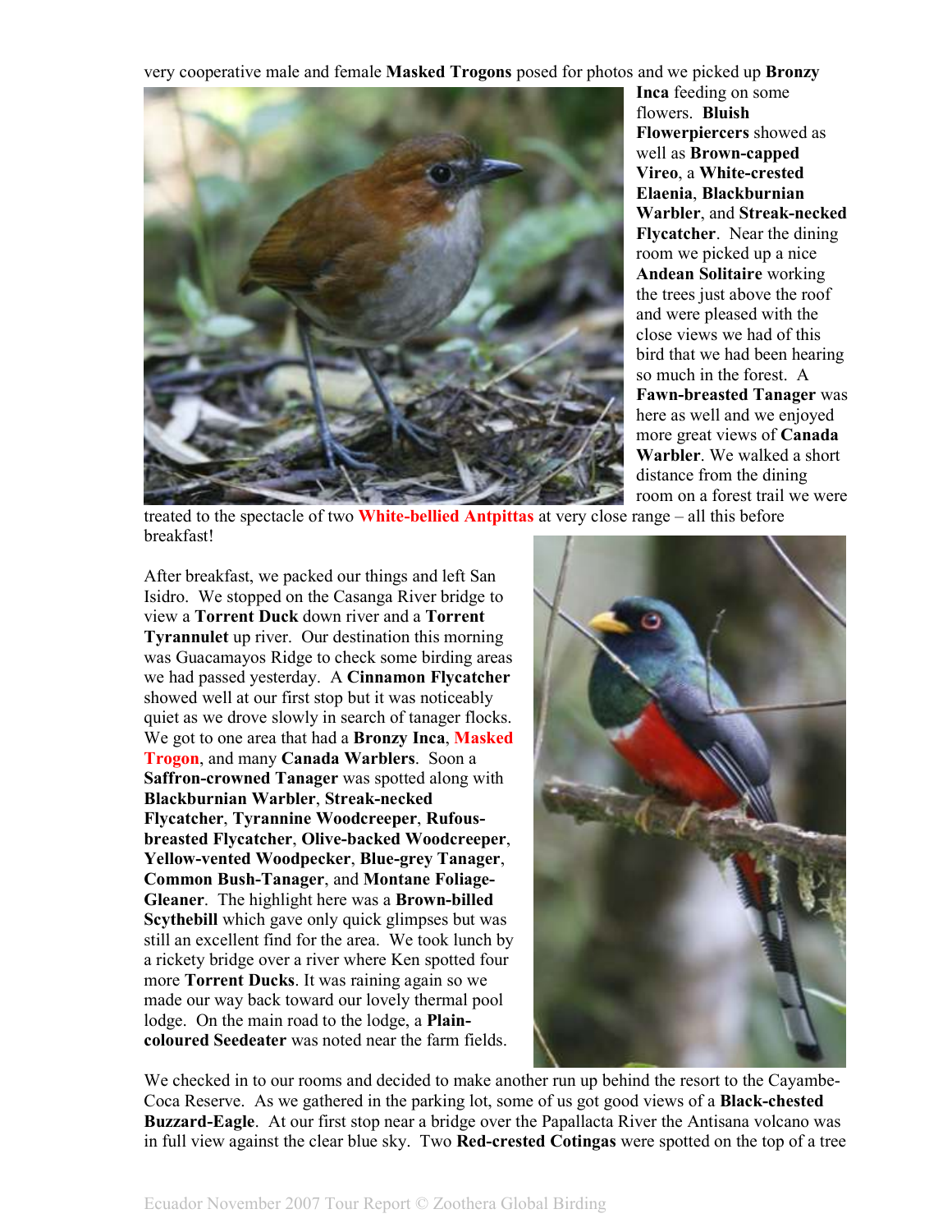very cooperative male and female **Masked Trogons** posed for photos and we picked up **Bronzy Inca** feeding on some flowers. **Bluish Flowerpiercers** showed as well as **Brown-capped Vireo**, a **White-crested Elaenia**, **Blackburnian Warbler**, and **Streak-necked Flycatcher**. Near the dining room we picked up a nice **Andean Solitaire** working the trees just above the roof and were pleased with the close views we had of this bird that we had been hearing so much in the forest. A **Fawn-breasted Tanager** was here as well and we enjoyed more great views of **Canada Warbler**. We walked a short distance from the dining room on a forest trail we were treated to the spectacle of two **White-bellied Antpittas** at very close range – all this before breakfast!

After breakfast, we packed our things and left San Isidro. We stopped on the Casanga River bridge to view a **Torrent Duck** down river and a **Torrent Tyrannulet** up river. Our destination this morning was Guacamayos Ridge to check some birding areas we had passed yesterday. A **Cinnamon Flycatcher** showed well at our first stop but it was noticeably quiet as we drove slowly in search of tanager flocks. We got to one area that had a **Bronzy Inca**, **Masked Trogon**, and many **Canada Warblers**. Soon a **Saffron-crowned Tanager** was spotted along with **Blackburnian Warbler**, **Streak-necked Flycatcher**, **Tyrannine Woodcreeper**, **Rufous-breasted Flycatcher**, **Olive-backed Woodcreeper**, **Yellow-vented Woodpecker**, **Blue-grey Tanager**, **Common Bush-Tanager**, and **Montane Foliage-Gleaner**. The highlight here was a **Brown-billed Scythebill** which gave only quick glimpses but was still an excellent find for the area. We took lunch by a rickety bridge over a river where Ken spotted four more **Torrent Ducks**. It was raining again so we made our way back toward our lovely thermal pool lodge. On the main road to the lodge, a **Plain-coloured Seedeater** was noted near the farm fields.

We checked in to our rooms and decided to make another run up behind the resort to the Cayambe-Coca Reserve. As we gathered in the parking lot, some of us got good views of a **Black-chested Buzzard-Eagle**. At our first stop near a bridge over the Papallacta River the Antisana volcano was in full view against the clear blue sky. Two **Red-crested Cotingas** were spotted on the top of a tree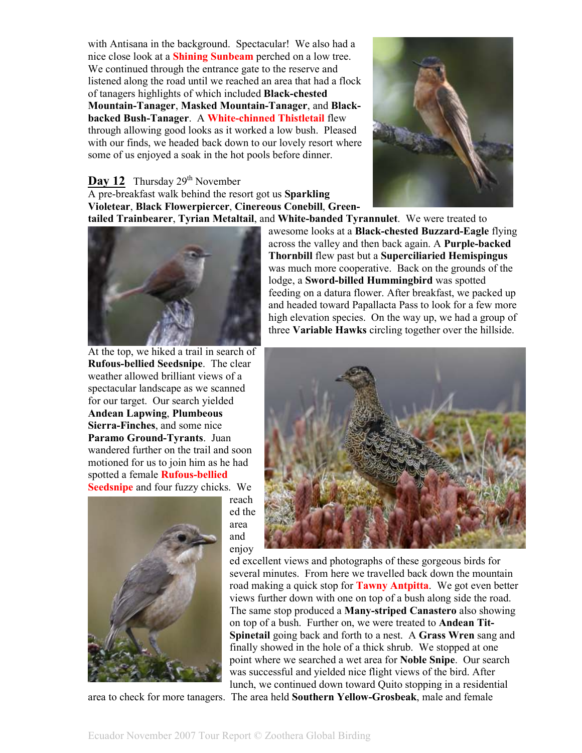with Antisana in the background. Spectacular! We also had a nice close look at a **Shining Sunbeam** perched on a low tree. We continued through the entrance gate to the reserve and listened along the road until we reached an area that had a flock of tanagers highlights of which included **Black-chested Mountain-Tanager**, **Masked Mountain-Tanager**, and **Black-backed Bush-Tanager**. A **White-chinned Thistletail** flew through allowing good looks as it worked a low bush. Pleased with our finds, we headed back down to our lovely resort where some of us enjoyed a soak in the hot pools before dinner.

## Day 12 Thursday 29th November

A pre-breakfast walk behind the resort got us **Sparkling Violetear**, **Black Flowerpiercer**, **Cinereous Conebill**, **Green-tailed Trainbearer**, **Tyrian Metaltail**, and **White-banded Tyrannulet**. We were treated to awesome looks at a **Black-chested Buzzard-Eagle** flying across the valley and then back again. A **Purple-backed Thornbill** flew past but a **Superciliaried Hemispingus** was much more cooperative. Back on the grounds of the lodge, a **Sword-billed Hummingbird** was spotted feeding on a datura flower. After breakfast, we packed up and headed toward Papallacta Pass to look for a few more high elevation species. On the way up, we had a group of three **Variable Hawks** circling together over the hillside.

At the top, we hiked a trail in search of **Rufous-bellied Seedsnipe**. The clear weather allowed brilliant views of a spectacular landscape as we scanned for our target. Our search yielded **Andean Lapwing**, **Plumbeous Sierra-Finches**, and some nice **Paramo Ground-Tyrants**. Juan wandered further on the trail and soon motioned for us to join him as he had spotted a female **Rufous-bellied Seedsnipe** and four fuzzy chicks. We reached the area and enjoyed excellent views and photographs of these gorgeous birds for several minutes. From here we travelled back down the mountain road making a quick stop for **Tawny Antpitta**. We got even better views further down with one on top of a bush along side the road. The same stop produced a **Many-striped Canastero** also showing on top of a bush. Further on, we were treated to **Andean Tit-Spinetail** going back and forth to a nest. A **Grass Wren** sang and finally showed in the hole of a thick shrub. We stopped at one point where we searched a wet area for **Noble Snipe**. Our search was successful and yielded nice flight views of the bird. After lunch, we continued down toward Quito stopping in a residential area to check for more tanagers. The area held **Southern Yellow-Grosbeak**, male and female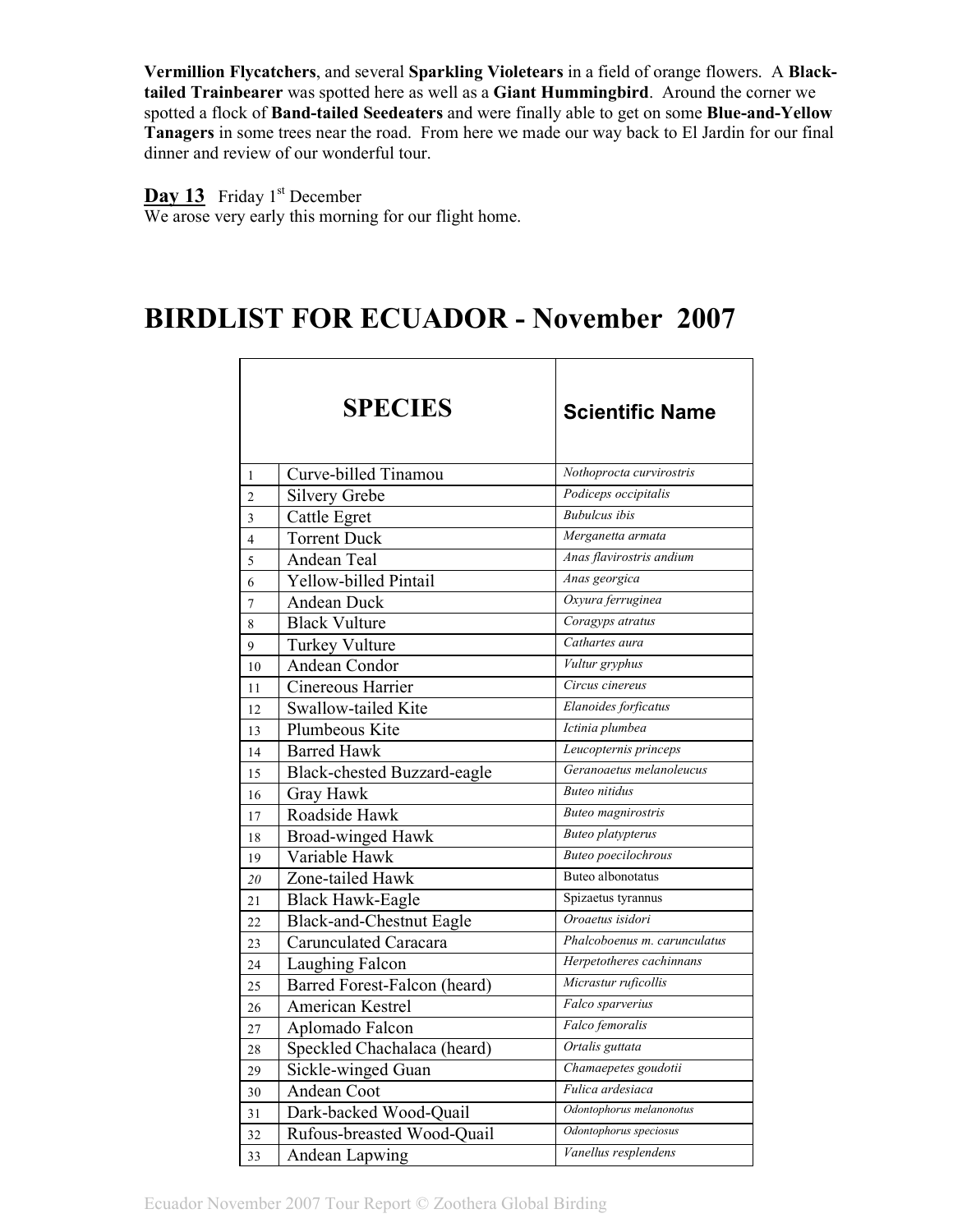**Vermillion Flycatchers**, and several **Sparkling Violetears** in a field of orange flowers. A **Black-tailed Trainbearer** was spotted here as well as a **Giant Hummingbird**. Around the corner we spotted a flock of **Band-tailed Seedeaters** and were finally able to get on some **Blue-and-Yellow Tanagers** in some trees near the road. From here we made our way back to El Jardin for our final dinner and review of our wonderful tour.

**Day 13** Friday 1st December
We arose very early this morning for our flight home.

# BIRDLIST FOR ECUADOR - November 2007

| | SPECIES | Scientific Name |
|---|---|---|
| 1 | Curve-billed Tinamou | *Nothoprocta curvirostris* |
| 2 | Silvery Grebe | *Podiceps occipitalis* |
| 3 | Cattle Egret | *Bubulcus ibis* |
| 4 | Torrent Duck | *Merganetta armata* |
| 5 | Andean Teal | *Anas flavirostris andium* |
| 6 | Yellow-billed Pintail | *Anas georgica* |
| 7 | Andean Duck | *Oxyura ferruginea* |
| 8 | Black Vulture | *Coragyps atratus* |
| 9 | Turkey Vulture | *Cathartes aura* |
| 10 | Andean Condor | *Vultur gryphus* |
| 11 | Cinereous Harrier | *Circus cinereus* |
| 12 | Swallow-tailed Kite | *Elanoides forficatus* |
| 13 | Plumbeous Kite | *Ictinia plumbea* |
| 14 | Barred Hawk | *Leucopternis princeps* |
| 15 | Black-chested Buzzard-eagle | *Geranoaetus melanoleucus* |
| 16 | Gray Hawk | *Buteo nitidus* |
| 17 | Roadside Hawk | *Buteo magnirostris* |
| 18 | Broad-winged Hawk | *Buteo platypterus* |
| 19 | Variable Hawk | *Buteo poecilochrous* |
| *20* | Zone-tailed Hawk | Buteo albonotatus |
| 21 | Black Hawk-Eagle | Spizaetus tyrannus |
| 22 | Black-and-Chestnut Eagle | *Oroaetus isidori* |
| 23 | Carunculated Caracara | *Phalcoboenus m. carunculatus* |
| 24 | Laughing Falcon | *Herpetotheres cachinnans* |
| 25 | Barred Forest-Falcon (heard) | *Micrastur ruficollis* |
| 26 | American Kestrel | *Falco sparverius* |
| 27 | Aplomado Falcon | *Falco femoralis* |
| 28 | Speckled Chachalaca (heard) | *Ortalis guttata* |
| 29 | Sickle-winged Guan | *Chamaepetes goudotii* |
| 30 | Andean Coot | *Fulica ardesiaca* |
| 31 | Dark-backed Wood-Quail | *Odontophorus melanonotus* |
| 32 | Rufous-breasted Wood-Quail | *Odontophorus speciosus* |
| 33 | Andean Lapwing | *Vanellus resplendens* |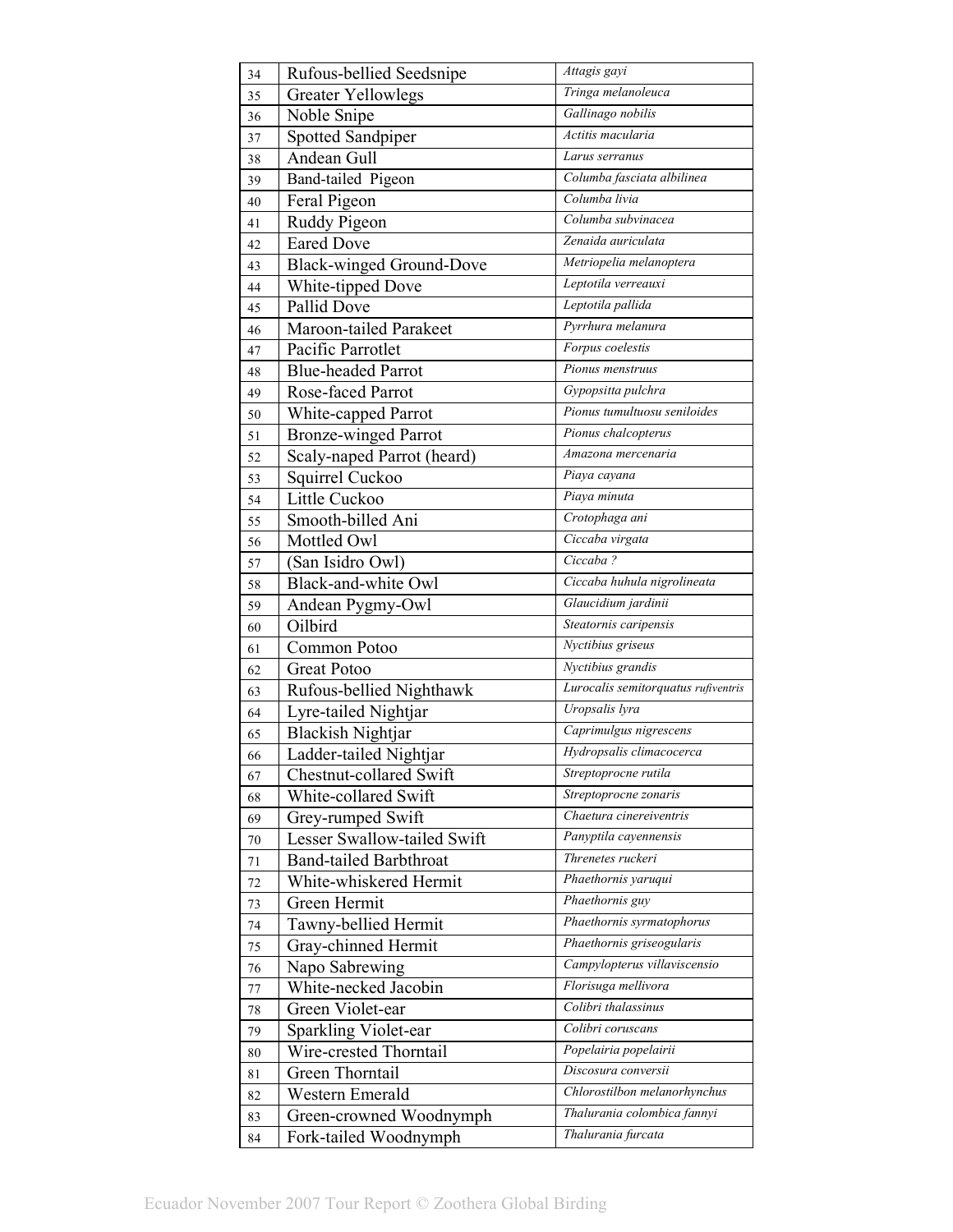| | | |
|---|---|---|
| 34 | Rufous-bellied Seedsnipe | *Attagis gayi* |
| 35 | Greater Yellowlegs | *Tringa melanoleuca* |
| 36 | Noble Snipe | *Gallinago nobilis* |
| 37 | Spotted Sandpiper | *Actitis macularia* |
| 38 | Andean Gull | *Larus serranus* |
| 39 | Band-tailed Pigeon | *Columba fasciata albilinea* |
| 40 | Feral Pigeon | *Columba livia* |
| 41 | Ruddy Pigeon | *Columba subvinacea* |
| 42 | Eared Dove | *Zenaida auriculata* |
| 43 | Black-winged Ground-Dove | *Metriopelia melanoptera* |
| 44 | White-tipped Dove | *Leptotila verreauxi* |
| 45 | Pallid Dove | *Leptotila pallida* |
| 46 | Maroon-tailed Parakeet | *Pyrrhura melanura* |
| 47 | Pacific Parrotlet | *Forpus coelestis* |
| 48 | Blue-headed Parrot | *Pionus menstruus* |
| 49 | Rose-faced Parrot | *Gypopsitta pulchra* |
| 50 | White-capped Parrot | *Pionus tumultuosu seniloides* |
| 51 | Bronze-winged Parrot | *Pionus chalcopterus* |
| 52 | Scaly-naped Parrot (heard) | *Amazona mercenaria* |
| 53 | Squirrel Cuckoo | *Piaya cayana* |
| 54 | Little Cuckoo | *Piaya minuta* |
| 55 | Smooth-billed Ani | *Crotophaga ani* |
| 56 | Mottled Owl | *Ciccaba virgata* |
| 57 | (San Isidro Owl) | *Ciccaba ?* |
| 58 | Black-and-white Owl | *Ciccaba huhula nigrolineata* |
| 59 | Andean Pygmy-Owl | *Glaucidium jardinii* |
| 60 | Oilbird | *Steatornis caripensis* |
| 61 | Common Potoo | *Nyctibius griseus* |
| 62 | Great Potoo | *Nyctibius grandis* |
| 63 | Rufous-bellied Nighthawk | *Lurocalis semitorquatus rufiventris* |
| 64 | Lyre-tailed Nightjar | *Uropsalis lyra* |
| 65 | Blackish Nightjar | *Caprimulgus nigrescens* |
| 66 | Ladder-tailed Nightjar | *Hydropsalis climacocerca* |
| 67 | Chestnut-collared Swift | *Streptoprocne rutila* |
| 68 | White-collared Swift | *Streptoprocne zonaris* |
| 69 | Grey-rumped Swift | *Chaetura cinereiventris* |
| 70 | Lesser Swallow-tailed Swift | *Panyptila cayennensis* |
| 71 | Band-tailed Barbthroat | *Threnetes ruckeri* |
| 72 | White-whiskered Hermit | *Phaethornis yaruqui* |
| 73 | Green Hermit | *Phaethornis guy* |
| 74 | Tawny-bellied Hermit | *Phaethornis syrmatophorus* |
| 75 | Gray-chinned Hermit | *Phaethornis griseogularis* |
| 76 | Napo Sabrewing | *Campylopterus villaviscensio* |
| 77 | White-necked Jacobin | *Florisuga mellivora* |
| 78 | Green Violet-ear | *Colibri thalassinus* |
| 79 | Sparkling Violet-ear | *Colibri coruscans* |
| 80 | Wire-crested Thorntail | *Popelairia popelairii* |
| 81 | Green Thorntail | *Discosura conversii* |
| 82 | Western Emerald | *Chlorostilbon melanorhynchus* |
| 83 | Green-crowned Woodnymph | *Thalurania colombica fannyi* |
| 84 | Fork-tailed Woodnymph | *Thalurania furcata* |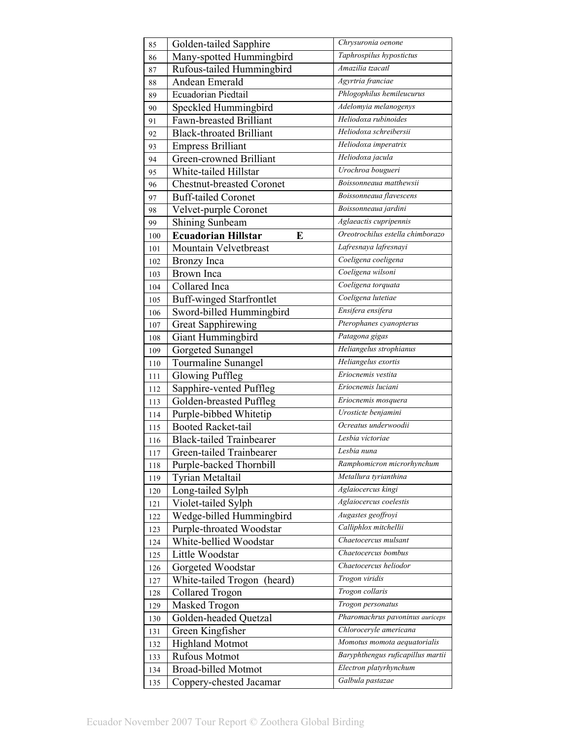| | | |
|---|---|---|
| 85 | Golden-tailed Sapphire | *Chrysuronia oenone* |
| 86 | Many-spotted Hummingbird | *Taphrospilus hypostictus* |
| 87 | Rufous-tailed Hummingbird | *Amazilia tzacatl* |
| 88 | Andean Emerald | *Agyrtria franciae* |
| 89 | Ecuadorian Piedtail | *Phlogophilus hemileucurus* |
| 90 | Speckled Hummingbird | *Adelomyia melanogenys* |
| 91 | Fawn-breasted Brilliant | *Heliodoxa rubinoides* |
| 92 | Black-throated Brilliant | *Heliodoxa schreibersii* |
| 93 | Empress Brilliant | *Heliodoxa imperatrix* |
| 94 | Green-crowned Brilliant | *Heliodoxa jacula* |
| 95 | White-tailed Hillstar | *Urochroa bougueri* |
| 96 | Chestnut-breasted Coronet | *Boissonneaua matthewsii* |
| 97 | Buff-tailed Coronet | *Boissonneaua flavescens* |
| 98 | Velvet-purple Coronet | *Boissonneaua jardini* |
| 99 | Shining Sunbeam | *Aglaeactis cupripennis* |
| 100 | **Ecuadorian Hillstar E** | *Oreotrochilus estella chimborazo* |
| 101 | Mountain Velvetbreast | *Lafresnaya lafresnayi* |
| 102 | Bronzy Inca | *Coeligena coeligena* |
| 103 | Brown Inca | *Coeligena wilsoni* |
| 104 | Collared Inca | *Coeligena torquata* |
| 105 | Buff-winged Starfrontlet | *Coeligena lutetiae* |
| 106 | Sword-billed Hummingbird | *Ensifera ensifera* |
| 107 | Great Sapphirewing | *Pterophanes cyanopterus* |
| 108 | Giant Hummingbird | *Patagona gigas* |
| 109 | Gorgeted Sunangel | *Heliangelus strophianus* |
| 110 | Tourmaline Sunangel | *Heliangelus exortis* |
| 111 | Glowing Puffleg | *Eriocnemis vestita* |
| 112 | Sapphire-vented Puffleg | *Eriocnemis luciani* |
| 113 | Golden-breasted Puffleg | *Eriocnemis mosquera* |
| 114 | Purple-bibbed Whitetip | *Urosticte benjamini* |
| 115 | Booted Racket-tail | *Ocreatus underwoodii* |
| 116 | Black-tailed Trainbearer | *Lesbia victoriae* |
| 117 | Green-tailed Trainbearer | *Lesbia nuna* |
| 118 | Purple-backed Thornbill | *Ramphomicron microrhynchum* |
| 119 | Tyrian Metaltail | *Metallura tyrianthina* |
| 120 | Long-tailed Sylph | *Aglaiocercus kingi* |
| 121 | Violet-tailed Sylph | *Aglaiocercus coelestis* |
| 122 | Wedge-billed Hummingbird | *Augastes geoffroyi* |
| 123 | Purple-throated Woodstar | *Calliphlox mitchellii* |
| 124 | White-bellied Woodstar | *Chaetocercus mulsant* |
| 125 | Little Woodstar | *Chaetocercus bombus* |
| 126 | Gorgeted Woodstar | *Chaetocercus heliodor* |
| 127 | White-tailed Trogon (heard) | *Trogon viridis* |
| 128 | Collared Trogon | *Trogon collaris* |
| 129 | Masked Trogon | *Trogon personatus* |
| 130 | Golden-headed Quetzal | *Pharomachrus pavoninus auriceps* |
| 131 | Green Kingfisher | *Chloroceryle americana* |
| 132 | Highland Motmot | *Momotus momota aequatorialis* |
| 133 | Rufous Motmot | *Baryphthengus ruficapillus martii* |
| 134 | Broad-billed Motmot | *Electron platyrhynchum* |
| 135 | Coppery-chested Jacamar | *Galbula pastazae* |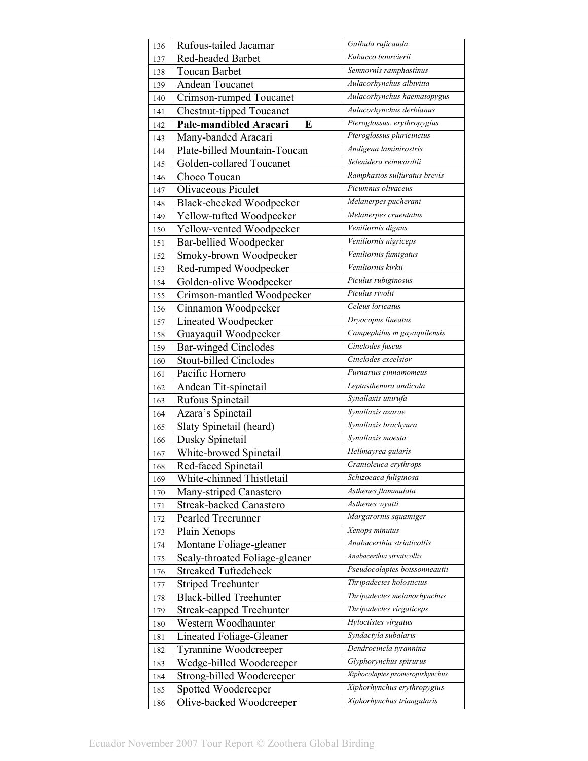| | | |
|---|---|---|
| 136 | Rufous-tailed Jacamar | *Galbula ruficauda* |
| 137 | Red-headed Barbet | *Eubucco bourcierii* |
| 138 | Toucan Barbet | *Semnornis ramphastinus* |
| 139 | Andean Toucanet | *Aulacorhynchus albivitta* |
| 140 | Crimson-rumped Toucanet | *Aulacorhynchus haematopygus* |
| 141 | Chestnut-tipped Toucanet | *Aulacorhynchus derbianus* |
| 142 | **Pale-mandibled Aracari E** | *Pteroglossus. erythropygius* |
| 143 | Many-banded Aracari | *Pteroglossus pluricinctus* |
| 144 | Plate-billed Mountain-Toucan | *Andigena laminirostris* |
| 145 | Golden-collared Toucanet | *Selenidera reinwardtii* |
| 146 | Choco Toucan | *Ramphastos sulfuratus brevis* |
| 147 | Olivaceous Piculet | *Picumnus olivaceus* |
| 148 | Black-cheeked Woodpecker | *Melanerpes pucherani* |
| 149 | Yellow-tufted Woodpecker | *Melanerpes cruentatus* |
| 150 | Yellow-vented Woodpecker | *Veniliornis dignus* |
| 151 | Bar-bellied Woodpecker | *Veniliornis nigriceps* |
| 152 | Smoky-brown Woodpecker | *Veniliornis fumigatus* |
| 153 | Red-rumped Woodpecker | *Veniliornis kirkii* |
| 154 | Golden-olive Woodpecker | *Piculus rubiginosus* |
| 155 | Crimson-mantled Woodpecker | *Piculus rivolii* |
| 156 | Cinnamon Woodpecker | *Celeus loricatus* |
| 157 | Lineated Woodpecker | *Dryocopus lineatus* |
| 158 | Guayaquil Woodpecker | *Campephilus m.gayaquilensis* |
| 159 | Bar-winged Cinclodes | *Cinclodes fuscus* |
| 160 | Stout-billed Cinclodes | *Cinclodes excelsior* |
| 161 | Pacific Hornero | *Furnarius cinnamomeus* |
| 162 | Andean Tit-spinetail | *Leptasthenura andicola* |
| 163 | Rufous Spinetail | *Synallaxis unirufa* |
| 164 | Azara's Spinetail | *Synallaxis azarae* |
| 165 | Slaty Spinetail (heard) | *Synallaxis brachyura* |
| 166 | Dusky Spinetail | *Synallaxis moesta* |
| 167 | White-browed Spinetail | *Hellmayrea gularis* |
| 168 | Red-faced Spinetail | *Cranioleuca erythrops* |
| 169 | White-chinned Thistletail | *Schizoeaca fuliginosa* |
| 170 | Many-striped Canastero | *Asthenes flammulata* |
| 171 | Streak-backed Canastero | *Asthenes wyatti* |
| 172 | Pearled Treerunner | *Margarornis squamiger* |
| 173 | Plain Xenops | *Xenops minutus* |
| 174 | Montane Foliage-gleaner | *Anabacerthia striaticollis* |
| 175 | Scaly-throated Foliage-gleaner | *Anabacerthia striaticollis* |
| 176 | Streaked Tuftedcheek | *Pseudocolaptes boissonneautii* |
| 177 | Striped Treehunter | *Thripadectes holostictus* |
| 178 | Black-billed Treehunter | *Thripadectes melanorhynchus* |
| 179 | Streak-capped Treehunter | *Thripadectes virgaticeps* |
| 180 | Western Woodhaunter | *Hyloctistes virgatus* |
| 181 | Lineated Foliage-Gleaner | *Syndactyla subalaris* |
| 182 | Tyrannine Woodcreeper | *Dendrocincla tyrannina* |
| 183 | Wedge-billed Woodcreeper | *Glyphorynchus spirurus* |
| 184 | Strong-billed Woodcreeper | *Xiphocolaptes promeropirhynchus* |
| 185 | Spotted Woodcreeper | *Xiphorhynchus erythropygius* |
| 186 | Olive-backed Woodcreeper | *Xiphorhynchus triangularis* |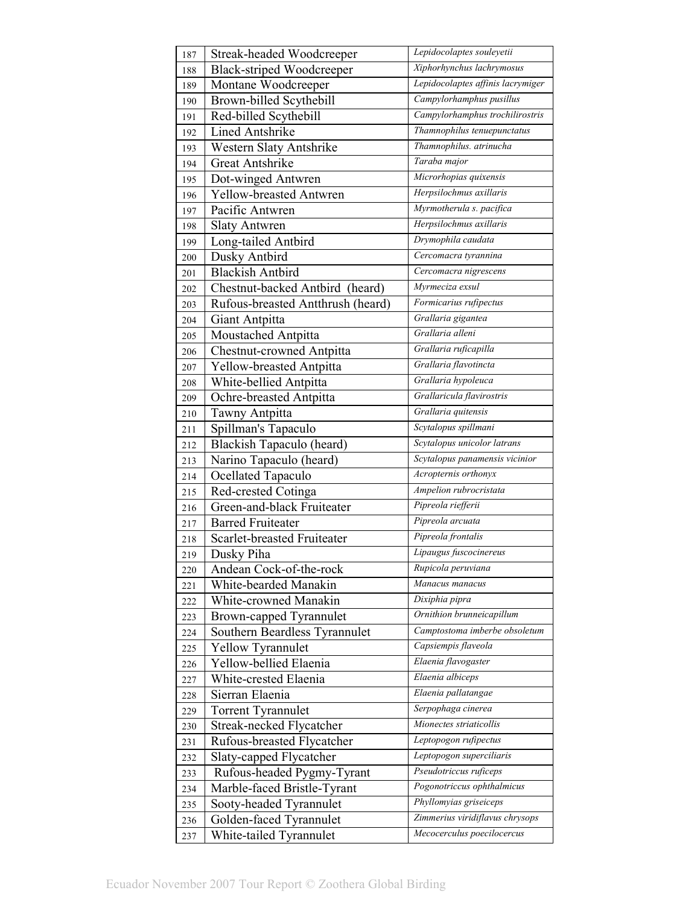| | | |
|---|---|---|
| 187 | Streak-headed Woodcreeper | *Lepidocolaptes souleyetii* |
| 188 | Black-striped Woodcreeper | *Xiphorhynchus lachrymosus* |
| 189 | Montane Woodcreeper | *Lepidocolaptes affinis lacrymiger* |
| 190 | Brown-billed Scythebill | *Campylorhamphus pusillus* |
| 191 | Red-billed Scythebill | *Campylorhamphus trochilirostris* |
| 192 | Lined Antshrike | *Thamnophilus tenuepunctatus* |
| 193 | Western Slaty Antshrike | *Thamnophilus. atrinucha* |
| 194 | Great Antshrike | *Taraba major* |
| 195 | Dot-winged Antwren | *Microrhopias quixensis* |
| 196 | Yellow-breasted Antwren | *Herpsilochmus axillaris* |
| 197 | Pacific Antwren | *Myrmotherula s. pacifica* |
| 198 | Slaty Antwren | *Herpsilochmus axillaris* |
| 199 | Long-tailed Antbird | *Drymophila caudata* |
| 200 | Dusky Antbird | *Cercomacra tyrannina* |
| 201 | Blackish Antbird | *Cercomacra nigrescens* |
| 202 | Chestnut-backed Antbird (heard) | *Myrmeciza exsul* |
| 203 | Rufous-breasted Antthrush (heard) | *Formicarius rufipectus* |
| 204 | Giant Antpitta | *Grallaria gigantea* |
| 205 | Moustached Antpitta | *Grallaria alleni* |
| 206 | Chestnut-crowned Antpitta | *Grallaria ruficapilla* |
| 207 | Yellow-breasted Antpitta | *Grallaria flavotincta* |
| 208 | White-bellied Antpitta | *Grallaria hypoleuca* |
| 209 | Ochre-breasted Antpitta | *Grallaricula flavirostris* |
| 210 | Tawny Antpitta | *Grallaria quitensis* |
| 211 | Spillman's Tapaculo | *Scytalopus spillmani* |
| 212 | Blackish Tapaculo (heard) | *Scytalopus unicolor latrans* |
| 213 | Narino Tapaculo (heard) | *Scytalopus panamensis vicinior* |
| 214 | Ocellated Tapaculo | *Acropternis orthonyx* |
| 215 | Red-crested Cotinga | *Ampelion rubrocristata* |
| 216 | Green-and-black Fruiteater | *Pipreola riefferii* |
| 217 | Barred Fruiteater | *Pipreola arcuata* |
| 218 | Scarlet-breasted Fruiteater | *Pipreola frontalis* |
| 219 | Dusky Piha | *Lipaugus fuscocinereus* |
| 220 | Andean Cock-of-the-rock | *Rupicola peruviana* |
| 221 | White-bearded Manakin | *Manacus manacus* |
| 222 | White-crowned Manakin | *Dixiphia pipra* |
| 223 | Brown-capped Tyrannulet | *Ornithion brunneicapillum* |
| 224 | Southern Beardless Tyrannulet | *Camptostoma imberbe obsoletum* |
| 225 | Yellow Tyrannulet | *Capsiempis flaveola* |
| 226 | Yellow-bellied Elaenia | *Elaenia flavogaster* |
| 227 | White-crested Elaenia | *Elaenia albiceps* |
| 228 | Sierran Elaenia | *Elaenia pallatangae* |
| 229 | Torrent Tyrannulet | *Serpophaga cinerea* |
| 230 | Streak-necked Flycatcher | *Mionectes striaticollis* |
| 231 | Rufous-breasted Flycatcher | *Leptopogon rufipectus* |
| 232 | Slaty-capped Flycatcher | *Leptopogon superciliaris* |
| 233 | Rufous-headed Pygmy-Tyrant | *Pseudotriccus ruficeps* |
| 234 | Marble-faced Bristle-Tyrant | *Pogonotriccus ophthalmicus* |
| 235 | Sooty-headed Tyrannulet | *Phyllomyias griseiceps* |
| 236 | Golden-faced Tyrannulet | *Zimmerius viridiflavus chrysops* |
| 237 | White-tailed Tyrannulet | *Mecocerculus poecilocercus* |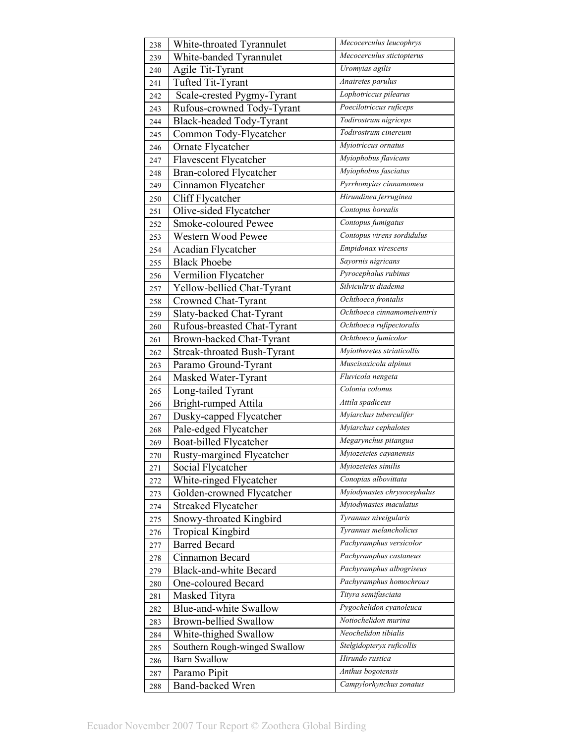| | | |
|---|---|---|
| 238 | White-throated Tyrannulet | *Mecocerculus leucophrys* |
| 239 | White-banded Tyrannulet | *Mecocerculus stictopterus* |
| 240 | Agile Tit-Tyrant | *Uromyias agilis* |
| 241 | Tufted Tit-Tyrant | *Anairetes parulus* |
| 242 | Scale-crested Pygmy-Tyrant | *Lophotriccus pilearus* |
| 243 | Rufous-crowned Tody-Tyrant | *Poecilotriccus ruficeps* |
| 244 | Black-headed Tody-Tyrant | *Todirostrum nigriceps* |
| 245 | Common Tody-Flycatcher | *Todirostrum cinereum* |
| 246 | Ornate Flycatcher | *Myiotriccus ornatus* |
| 247 | Flavescent Flycatcher | *Myiophobus flavicans* |
| 248 | Bran-colored Flycatcher | *Myiophobus fasciatus* |
| 249 | Cinnamon Flycatcher | *Pyrrhomyias cinnamomea* |
| 250 | Cliff Flycatcher | *Hirundinea ferruginea* |
| 251 | Olive-sided Flycatcher | *Contopus borealis* |
| 252 | Smoke-coloured Pewee | *Contopus fumigatus* |
| 253 | Western Wood Pewee | *Contopus virens sordidulus* |
| 254 | Acadian Flycatcher | *Empidonax virescens* |
| 255 | Black Phoebe | *Sayornis nigricans* |
| 256 | Vermilion Flycatcher | *Pyrocephalus rubinus* |
| 257 | Yellow-bellied Chat-Tyrant | *Silvicultrix diadema* |
| 258 | Crowned Chat-Tyrant | *Ochthoeca frontalis* |
| 259 | Slaty-backed Chat-Tyrant | *Ochthoeca cinnamomeiventris* |
| 260 | Rufous-breasted Chat-Tyrant | *Ochthoeca rufipectoralis* |
| 261 | Brown-backed Chat-Tyrant | *Ochthoeca fumicolor* |
| 262 | Streak-throated Bush-Tyrant | *Myiotheretes striaticollis* |
| 263 | Paramo Ground-Tyrant | *Muscisaxicola alpinus* |
| 264 | Masked Water-Tyrant | *Fluvicola nengeta* |
| 265 | Long-tailed Tyrant | *Colonia colonus* |
| 266 | Bright-rumped Attila | *Attila spadiceus* |
| 267 | Dusky-capped Flycatcher | *Myiarchus tuberculifer* |
| 268 | Pale-edged Flycatcher | *Myiarchus cephalotes* |
| 269 | Boat-billed Flycatcher | *Megarynchus pitangua* |
| 270 | Rusty-margined Flycatcher | *Myiozetetes cayanensis* |
| 271 | Social Flycatcher | *Myiozetetes similis* |
| 272 | White-ringed Flycatcher | *Conopias albovittata* |
| 273 | Golden-crowned Flycatcher | *Myiodynastes chrysocephalus* |
| 274 | Streaked Flycatcher | *Myiodynastes maculatus* |
| 275 | Snowy-throated Kingbird | *Tyrannus niveigularis* |
| 276 | Tropical Kingbird | *Tyrannus melancholicus* |
| 277 | Barred Becard | *Pachyramphus versicolor* |
| 278 | Cinnamon Becard | *Pachyramphus castaneus* |
| 279 | Black-and-white Becard | *Pachyramphus albogriseus* |
| 280 | One-coloured Becard | *Pachyramphus homochrous* |
| 281 | Masked Tityra | *Tityra semifasciata* |
| 282 | Blue-and-white Swallow | *Pygochelidon cyanoleuca* |
| 283 | Brown-bellied Swallow | *Notiochelidon murina* |
| 284 | White-thighed Swallow | *Neochelidon tibialis* |
| 285 | Southern Rough-winged Swallow | *Stelgidopteryx ruficollis* |
| 286 | Barn Swallow | *Hirundo rustica* |
| 287 | Paramo Pipit | *Anthus bogotensis* |
| 288 | Band-backed Wren | *Campylorhynchus zonatus* |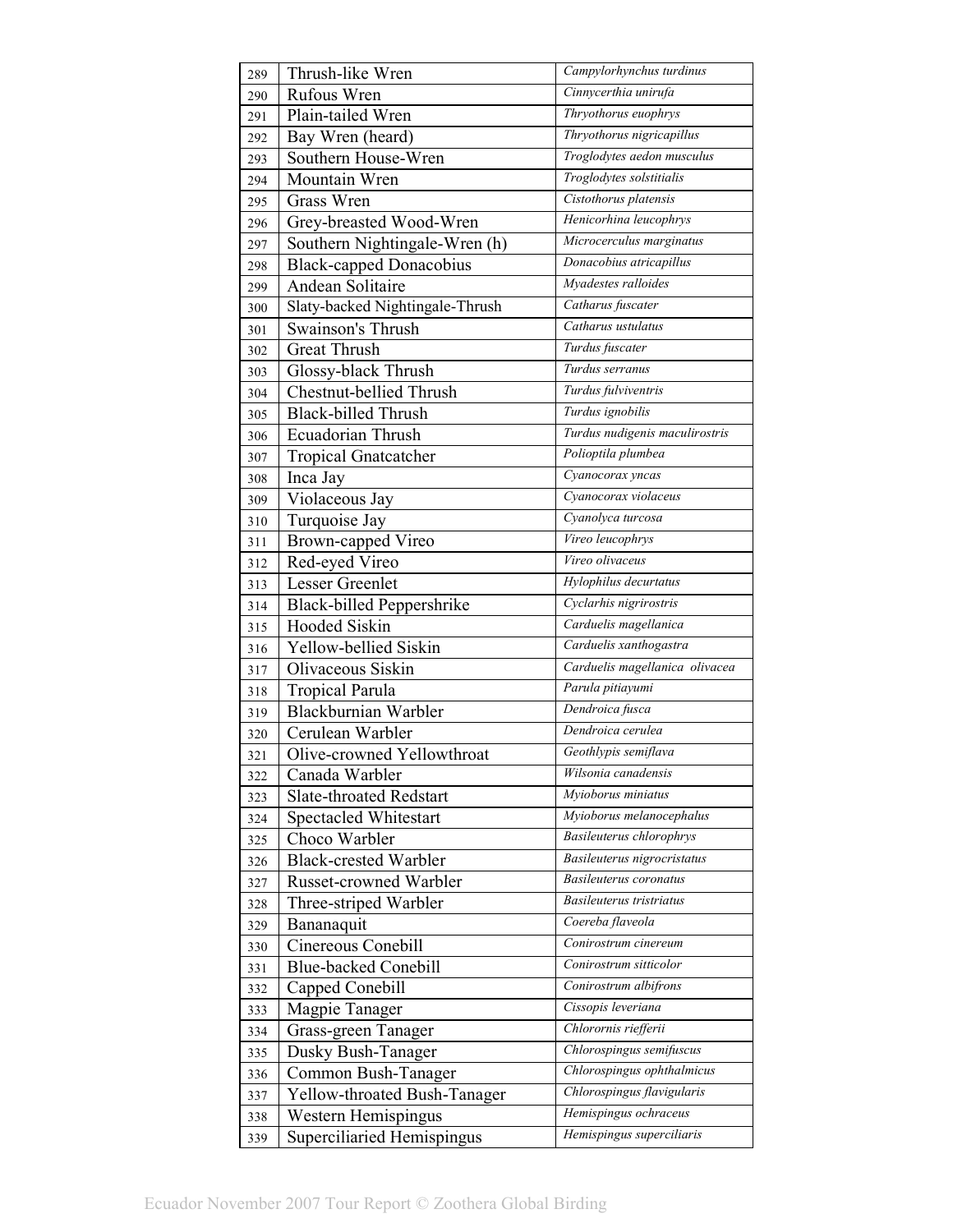| | | |
|---|---|---|
| 289 | Thrush-like Wren | *Campylorhynchus turdinus* |
| 290 | Rufous Wren | *Cinnycerthia unirufa* |
| 291 | Plain-tailed Wren | *Thryothorus euophrys* |
| 292 | Bay Wren (heard) | *Thryothorus nigricapillus* |
| 293 | Southern House-Wren | *Troglodytes aedon musculus* |
| 294 | Mountain Wren | *Troglodytes solstitialis* |
| 295 | Grass Wren | *Cistothorus platensis* |
| 296 | Grey-breasted Wood-Wren | *Henicorhina leucophrys* |
| 297 | Southern Nightingale-Wren (h) | *Microcerculus marginatus* |
| 298 | Black-capped Donacobius | *Donacobius atricapillus* |
| 299 | Andean Solitaire | *Myadestes ralloides* |
| 300 | Slaty-backed Nightingale-Thrush | *Catharus fuscater* |
| 301 | Swainson's Thrush | *Catharus ustulatus* |
| 302 | Great Thrush | *Turdus fuscater* |
| 303 | Glossy-black Thrush | *Turdus serranus* |
| 304 | Chestnut-bellied Thrush | *Turdus fulviventris* |
| 305 | Black-billed Thrush | *Turdus ignobilis* |
| 306 | Ecuadorian Thrush | *Turdus nudigenis maculirostris* |
| 307 | Tropical Gnatcatcher | *Polioptila plumbea* |
| 308 | Inca Jay | *Cyanocorax yncas* |
| 309 | Violaceous Jay | *Cyanocorax violaceus* |
| 310 | Turquoise Jay | *Cyanolyca turcosa* |
| 311 | Brown-capped Vireo | *Vireo leucophrys* |
| 312 | Red-eyed Vireo | *Vireo olivaceus* |
| 313 | Lesser Greenlet | *Hylophilus decurtatus* |
| 314 | Black-billed Peppershrike | *Cyclarhis nigrirostris* |
| 315 | Hooded Siskin | *Carduelis magellanica* |
| 316 | Yellow-bellied Siskin | *Carduelis xanthogastra* |
| 317 | Olivaceous Siskin | *Carduelis magellanica olivacea* |
| 318 | Tropical Parula | *Parula pitiayumi* |
| 319 | Blackburnian Warbler | *Dendroica fusca* |
| 320 | Cerulean Warbler | *Dendroica cerulea* |
| 321 | Olive-crowned Yellowthroat | *Geothlypis semiflava* |
| 322 | Canada Warbler | *Wilsonia canadensis* |
| 323 | Slate-throated Redstart | *Myioborus miniatus* |
| 324 | Spectacled Whitestart | *Myioborus melanocephalus* |
| 325 | Choco Warbler | *Basileuterus chlorophrys* |
| 326 | Black-crested Warbler | *Basileuterus nigrocristatus* |
| 327 | Russet-crowned Warbler | *Basileuterus coronatus* |
| 328 | Three-striped Warbler | *Basileuterus tristriatus* |
| 329 | Bananaquit | *Coereba flaveola* |
| 330 | Cinereous Conebill | *Conirostrum cinereum* |
| 331 | Blue-backed Conebill | *Conirostrum sitticolor* |
| 332 | Capped Conebill | *Conirostrum albifrons* |
| 333 | Magpie Tanager | *Cissopis leveriana* |
| 334 | Grass-green Tanager | *Chlorornis riefferii* |
| 335 | Dusky Bush-Tanager | *Chlorospingus semifuscus* |
| 336 | Common Bush-Tanager | *Chlorospingus ophthalmicus* |
| 337 | Yellow-throated Bush-Tanager | *Chlorospingus flavigularis* |
| 338 | Western Hemispingus | *Hemispingus ochraceus* |
| 339 | Superciliaried Hemispingus | *Hemispingus superciliaris* |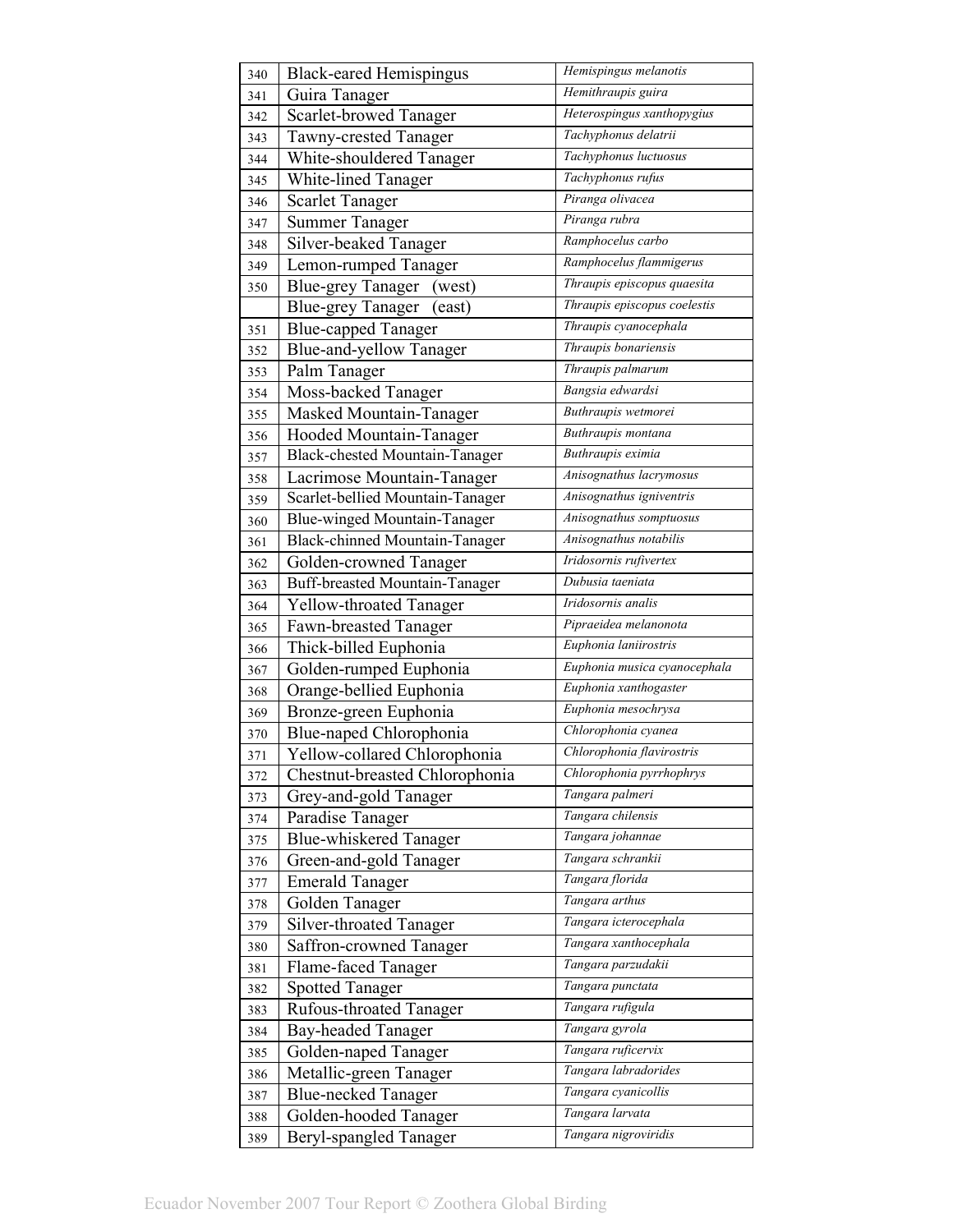| | | |
|---|---|---|
| 340 | Black-eared Hemispingus | *Hemispingus melanotis* |
| 341 | Guira Tanager | *Hemithraupis guira* |
| 342 | Scarlet-browed Tanager | *Heterospingus xanthopygius* |
| 343 | Tawny-crested Tanager | *Tachyphonus delatrii* |
| 344 | White-shouldered Tanager | *Tachyphonus luctuosus* |
| 345 | White-lined Tanager | *Tachyphonus rufus* |
| 346 | Scarlet Tanager | *Piranga olivacea* |
| 347 | Summer Tanager | *Piranga rubra* |
| 348 | Silver-beaked Tanager | *Ramphocelus carbo* |
| 349 | Lemon-rumped Tanager | *Ramphocelus flammigerus* |
| 350 | Blue-grey Tanager (west) | *Thraupis episcopus quaesita* |
| | Blue-grey Tanager (east) | *Thraupis episcopus coelestis* |
| 351 | Blue-capped Tanager | *Thraupis cyanocephala* |
| 352 | Blue-and-yellow Tanager | *Thraupis bonariensis* |
| 353 | Palm Tanager | *Thraupis palmarum* |
| 354 | Moss-backed Tanager | *Bangsia edwardsi* |
| 355 | Masked Mountain-Tanager | *Buthraupis wetmorei* |
| 356 | Hooded Mountain-Tanager | *Buthraupis montana* |
| 357 | Black-chested Mountain-Tanager | *Buthraupis eximia* |
| 358 | Lacrimose Mountain-Tanager | *Anisognathus lacrymosus* |
| 359 | Scarlet-bellied Mountain-Tanager | *Anisognathus igniventris* |
| 360 | Blue-winged Mountain-Tanager | *Anisognathus somptuosus* |
| 361 | Black-chinned Mountain-Tanager | *Anisognathus notabilis* |
| 362 | Golden-crowned Tanager | *Iridosornis rufivertex* |
| 363 | Buff-breasted Mountain-Tanager | *Dubusia taeniata* |
| 364 | Yellow-throated Tanager | *Iridosornis analis* |
| 365 | Fawn-breasted Tanager | *Pipraeidea melanonota* |
| 366 | Thick-billed Euphonia | *Euphonia laniirostris* |
| 367 | Golden-rumped Euphonia | *Euphonia musica cyanocephala* |
| 368 | Orange-bellied Euphonia | *Euphonia xanthogaster* |
| 369 | Bronze-green Euphonia | *Euphonia mesochrysa* |
| 370 | Blue-naped Chlorophonia | *Chlorophonia cyanea* |
| 371 | Yellow-collared Chlorophonia | *Chlorophonia flavirostris* |
| 372 | Chestnut-breasted Chlorophonia | *Chlorophonia pyrrhophrys* |
| 373 | Grey-and-gold Tanager | *Tangara palmeri* |
| 374 | Paradise Tanager | *Tangara chilensis* |
| 375 | Blue-whiskered Tanager | *Tangara johannae* |
| 376 | Green-and-gold Tanager | *Tangara schrankii* |
| 377 | Emerald Tanager | *Tangara florida* |
| 378 | Golden Tanager | *Tangara arthus* |
| 379 | Silver-throated Tanager | *Tangara icterocephala* |
| 380 | Saffron-crowned Tanager | *Tangara xanthocephala* |
| 381 | Flame-faced Tanager | *Tangara parzudakii* |
| 382 | Spotted Tanager | *Tangara punctata* |
| 383 | Rufous-throated Tanager | *Tangara rufigula* |
| 384 | Bay-headed Tanager | *Tangara gyrola* |
| 385 | Golden-naped Tanager | *Tangara ruficervix* |
| 386 | Metallic-green Tanager | *Tangara labradorides* |
| 387 | Blue-necked Tanager | *Tangara cyanicollis* |
| 388 | Golden-hooded Tanager | *Tangara larvata* |
| 389 | Beryl-spangled Tanager | *Tangara nigroviridis* |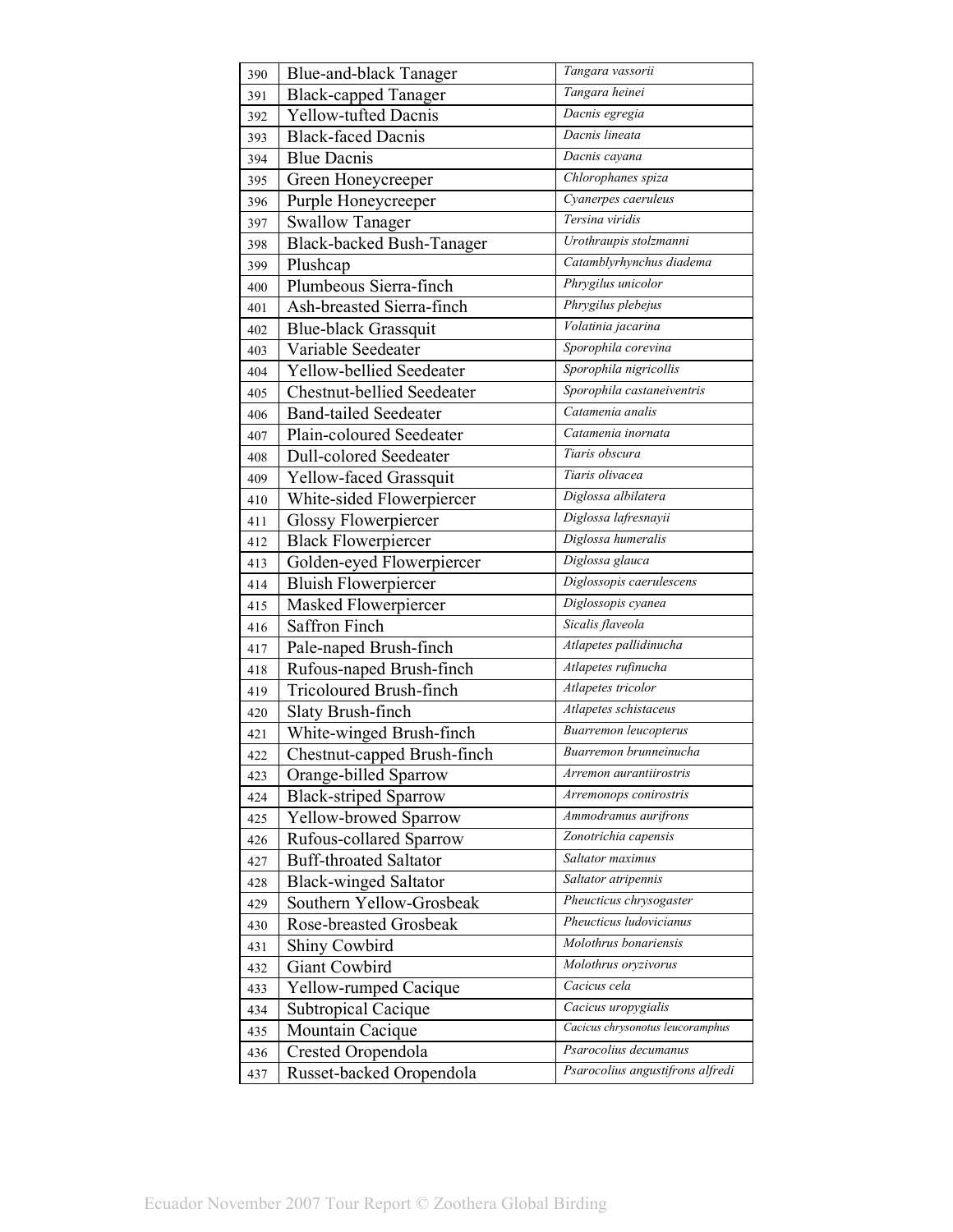| | | |
|---|---|---|
| 390 | Blue-and-black Tanager | *Tangara vassorii* |
| 391 | Black-capped Tanager | *Tangara heinei* |
| 392 | Yellow-tufted Dacnis | *Dacnis egregia* |
| 393 | Black-faced Dacnis | *Dacnis lineata* |
| 394 | Blue Dacnis | *Dacnis cayana* |
| 395 | Green Honeycreeper | *Chlorophanes spiza* |
| 396 | Purple Honeycreeper | *Cyanerpes caeruleus* |
| 397 | Swallow Tanager | *Tersina viridis* |
| 398 | Black-backed Bush-Tanager | *Urothraupis stolzmanni* |
| 399 | Plushcap | *Catamblyrhynchus diadema* |
| 400 | Plumbeous Sierra-finch | *Phrygilus unicolor* |
| 401 | Ash-breasted Sierra-finch | *Phrygilus plebejus* |
| 402 | Blue-black Grassquit | *Volatinia jacarina* |
| 403 | Variable Seedeater | *Sporophila corevina* |
| 404 | Yellow-bellied Seedeater | *Sporophila nigricollis* |
| 405 | Chestnut-bellied Seedeater | *Sporophila castaneiventris* |
| 406 | Band-tailed Seedeater | *Catamenia analis* |
| 407 | Plain-coloured Seedeater | *Catamenia inornata* |
| 408 | Dull-colored Seedeater | *Tiaris obscura* |
| 409 | Yellow-faced Grassquit | *Tiaris olivacea* |
| 410 | White-sided Flowerpiercer | *Diglossa albilatera* |
| 411 | Glossy Flowerpiercer | *Diglossa lafresnayii* |
| 412 | Black Flowerpiercer | *Diglossa humeralis* |
| 413 | Golden-eyed Flowerpiercer | *Diglossa glauca* |
| 414 | Bluish Flowerpiercer | *Diglossopis caerulescens* |
| 415 | Masked Flowerpiercer | *Diglossopis cyanea* |
| 416 | Saffron Finch | *Sicalis flaveola* |
| 417 | Pale-naped Brush-finch | *Atlapetes pallidinucha* |
| 418 | Rufous-naped Brush-finch | *Atlapetes rufinucha* |
| 419 | Tricoloured Brush-finch | *Atlapetes tricolor* |
| 420 | Slaty Brush-finch | *Atlapetes schistaceus* |
| 421 | White-winged Brush-finch | *Buarremon leucopterus* |
| 422 | Chestnut-capped Brush-finch | *Buarremon brunneinucha* |
| 423 | Orange-billed Sparrow | *Arremon aurantiirostris* |
| 424 | Black-striped Sparrow | *Arremonops conirostris* |
| 425 | Yellow-browed Sparrow | *Ammodramus aurifrons* |
| 426 | Rufous-collared Sparrow | *Zonotrichia capensis* |
| 427 | Buff-throated Saltator | *Saltator maximus* |
| 428 | Black-winged Saltator | *Saltator atripennis* |
| 429 | Southern Yellow-Grosbeak | *Pheucticus chrysogaster* |
| 430 | Rose-breasted Grosbeak | *Pheucticus ludovicianus* |
| 431 | Shiny Cowbird | *Molothrus bonariensis* |
| 432 | Giant Cowbird | *Molothrus oryzivorus* |
| 433 | Yellow-rumped Cacique | *Cacicus cela* |
| 434 | Subtropical Cacique | *Cacicus uropygialis* |
| 435 | Mountain Cacique | *Cacicus chrysonotus leucoramphus* |
| 436 | Crested Oropendola | *Psarocolius decumanus* |
| 437 | Russet-backed Oropendola | *Psarocolius angustifrons alfredi* |